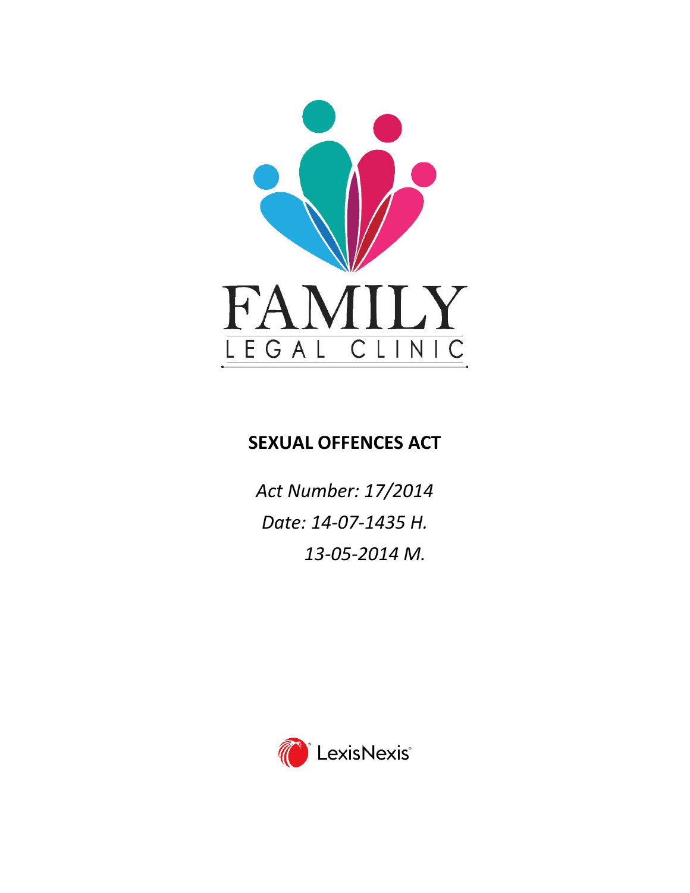FAMILY

LEGAL CLINIC

# SEXUAL OFFENCES ACT

*Act Number: 17/2014*

*Date: 14-07-1435 H.*

*13-05-2014 M.*

LexisNexis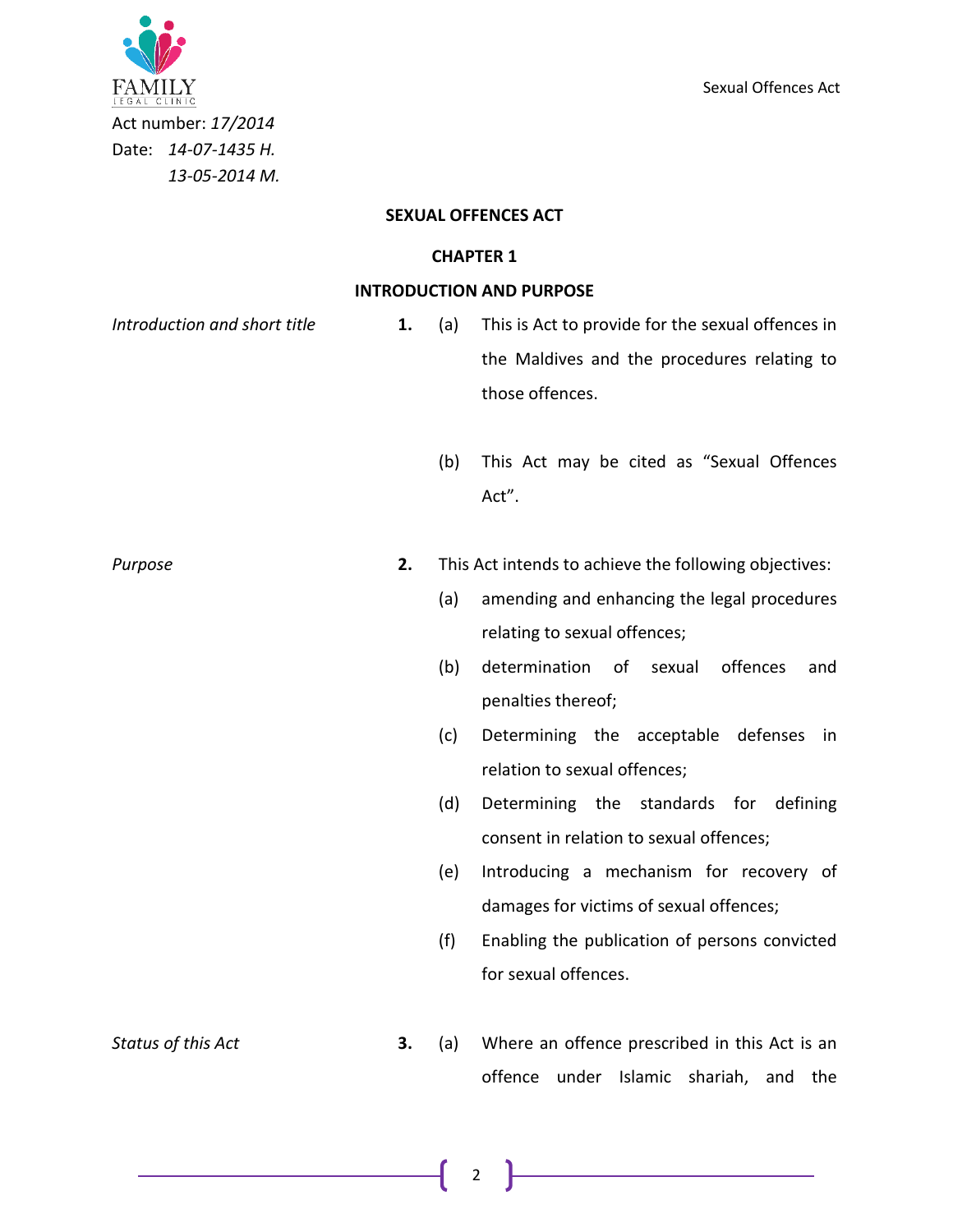Act number: *17/2014*
Date: *14-07-1435 H.*
*13-05-2014 M.*

# SEXUAL OFFENCES ACT

## CHAPTER 1

## INTRODUCTION AND PURPOSE

*Introduction and short title*

**1.** (a) This is Act to provide for the sexual offences in the Maldives and the procedures relating to those offences.

(b) This Act may be cited as "Sexual Offences Act".

*Purpose*

**2.** This Act intends to achieve the following objectives:

(a) amending and enhancing the legal procedures relating to sexual offences;

(b) determination of sexual offences and penalties thereof;

(c) Determining the acceptable defenses in relation to sexual offences;

(d) Determining the standards for defining consent in relation to sexual offences;

(e) Introducing a mechanism for recovery of damages for victims of sexual offences;

(f) Enabling the publication of persons convicted for sexual offences.

*Status of this Act*

**3.** (a) Where an offence prescribed in this Act is an offence under Islamic shariah, and the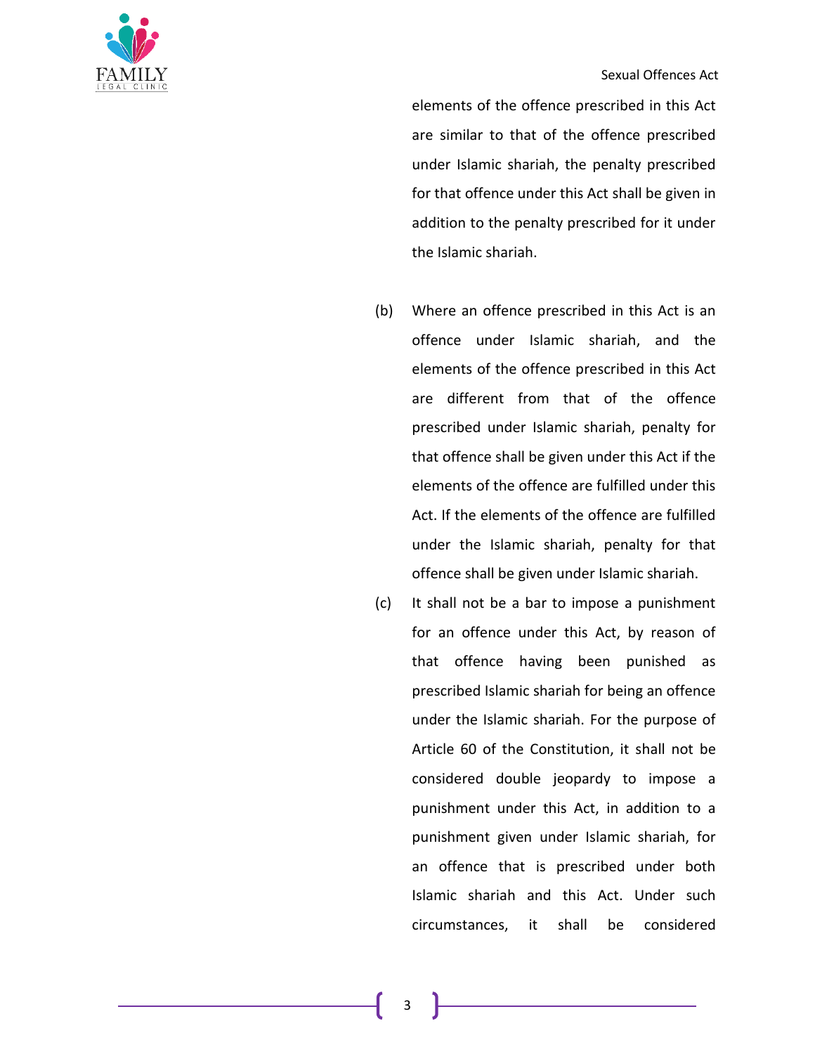elements of the offence prescribed in this Act are similar to that of the offence prescribed under Islamic shariah, the penalty prescribed for that offence under this Act shall be given in addition to the penalty prescribed for it under the Islamic shariah.

(b) Where an offence prescribed in this Act is an offence under Islamic shariah, and the elements of the offence prescribed in this Act are different from that of the offence prescribed under Islamic shariah, penalty for that offence shall be given under this Act if the elements of the offence are fulfilled under this Act. If the elements of the offence are fulfilled under the Islamic shariah, penalty for that offence shall be given under Islamic shariah.

(c) It shall not be a bar to impose a punishment for an offence under this Act, by reason of that offence having been punished as prescribed Islamic shariah for being an offence under the Islamic shariah. For the purpose of Article 60 of the Constitution, it shall not be considered double jeopardy to impose a punishment under this Act, in addition to a punishment given under Islamic shariah, for an offence that is prescribed under both Islamic shariah and this Act. Under such circumstances, it shall be considered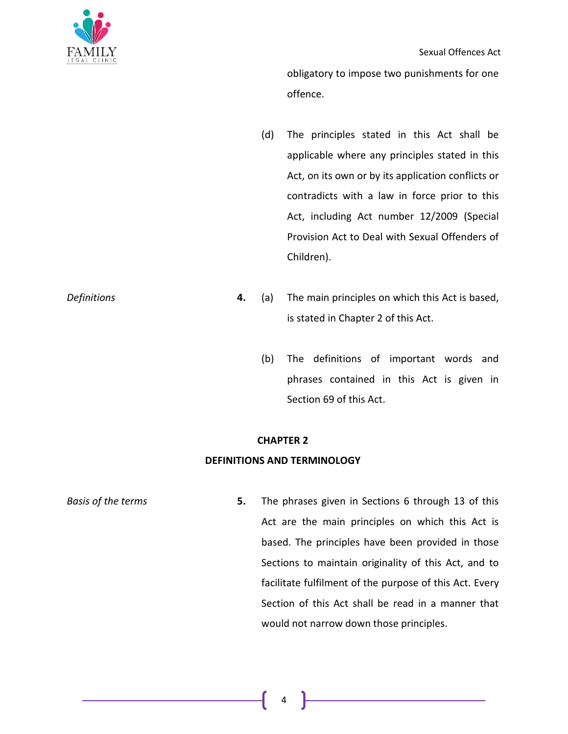obligatory to impose two punishments for one offence.

(d) The principles stated in this Act shall be applicable where any principles stated in this Act, on its own or by its application conflicts or contradicts with a law in force prior to this Act, including Act number 12/2009 (Special Provision Act to Deal with Sexual Offenders of Children).

*Definitions*

**4.** (a) The main principles on which this Act is based, is stated in Chapter 2 of this Act.

(b) The definitions of important words and phrases contained in this Act is given in Section 69 of this Act.

## CHAPTER 2
## DEFINITIONS AND TERMINOLOGY

*Basis of the terms*

**5.** The phrases given in Sections 6 through 13 of this Act are the main principles on which this Act is based. The principles have been provided in those Sections to maintain originality of this Act, and to facilitate fulfilment of the purpose of this Act. Every Section of this Act shall be read in a manner that would not narrow down those principles.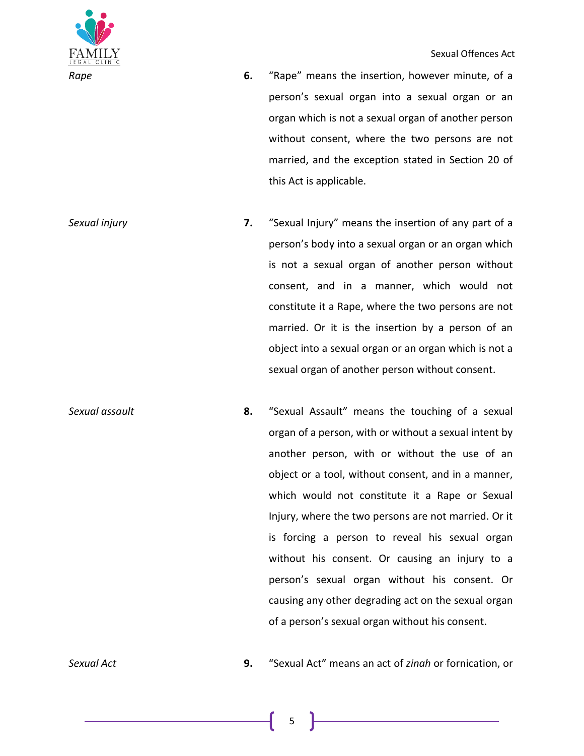*Rape*

**6.** "Rape" means the insertion, however minute, of a person's sexual organ into a sexual organ or an organ which is not a sexual organ of another person without consent, where the two persons are not married, and the exception stated in Section 20 of this Act is applicable.

*Sexual injury*

**7.** "Sexual Injury" means the insertion of any part of a person's body into a sexual organ or an organ which is not a sexual organ of another person without consent, and in a manner, which would not constitute it a Rape, where the two persons are not married. Or it is the insertion by a person of an object into a sexual organ or an organ which is not a sexual organ of another person without consent.

*Sexual assault*

**8.** "Sexual Assault" means the touching of a sexual organ of a person, with or without a sexual intent by another person, with or without the use of an object or a tool, without consent, and in a manner, which would not constitute it a Rape or Sexual Injury, where the two persons are not married. Or it is forcing a person to reveal his sexual organ without his consent. Or causing an injury to a person's sexual organ without his consent. Or causing any other degrading act on the sexual organ of a person's sexual organ without his consent.

*Sexual Act*

**9.** "Sexual Act" means an act of *zinah* or fornication, or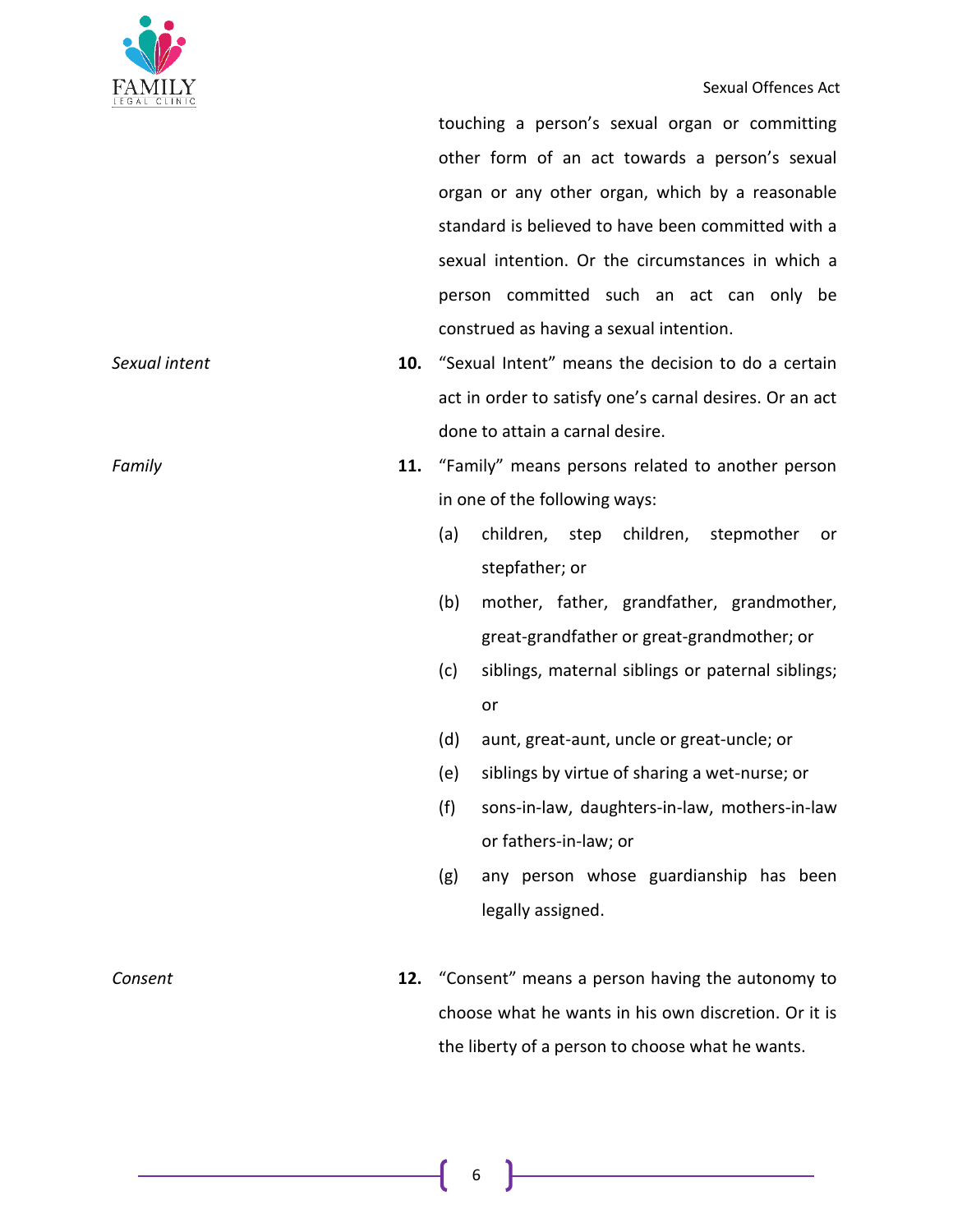touching a person's sexual organ or committing other form of an act towards a person's sexual organ or any other organ, which by a reasonable standard is believed to have been committed with a sexual intention. Or the circumstances in which a person committed such an act can only be construed as having a sexual intention.

*Sexual intent*

**10.** "Sexual Intent" means the decision to do a certain act in order to satisfy one's carnal desires. Or an act done to attain a carnal desire.

*Family*

**11.** "Family" means persons related to another person in one of the following ways:

(a) children, step children, stepmother or stepfather; or

(b) mother, father, grandfather, grandmother, great-grandfather or great-grandmother; or

(c) siblings, maternal siblings or paternal siblings; or

(d) aunt, great-aunt, uncle or great-uncle; or

(e) siblings by virtue of sharing a wet-nurse; or

(f) sons-in-law, daughters-in-law, mothers-in-law or fathers-in-law; or

(g) any person whose guardianship has been legally assigned.

*Consent*

**12.** "Consent" means a person having the autonomy to choose what he wants in his own discretion. Or it is the liberty of a person to choose what he wants.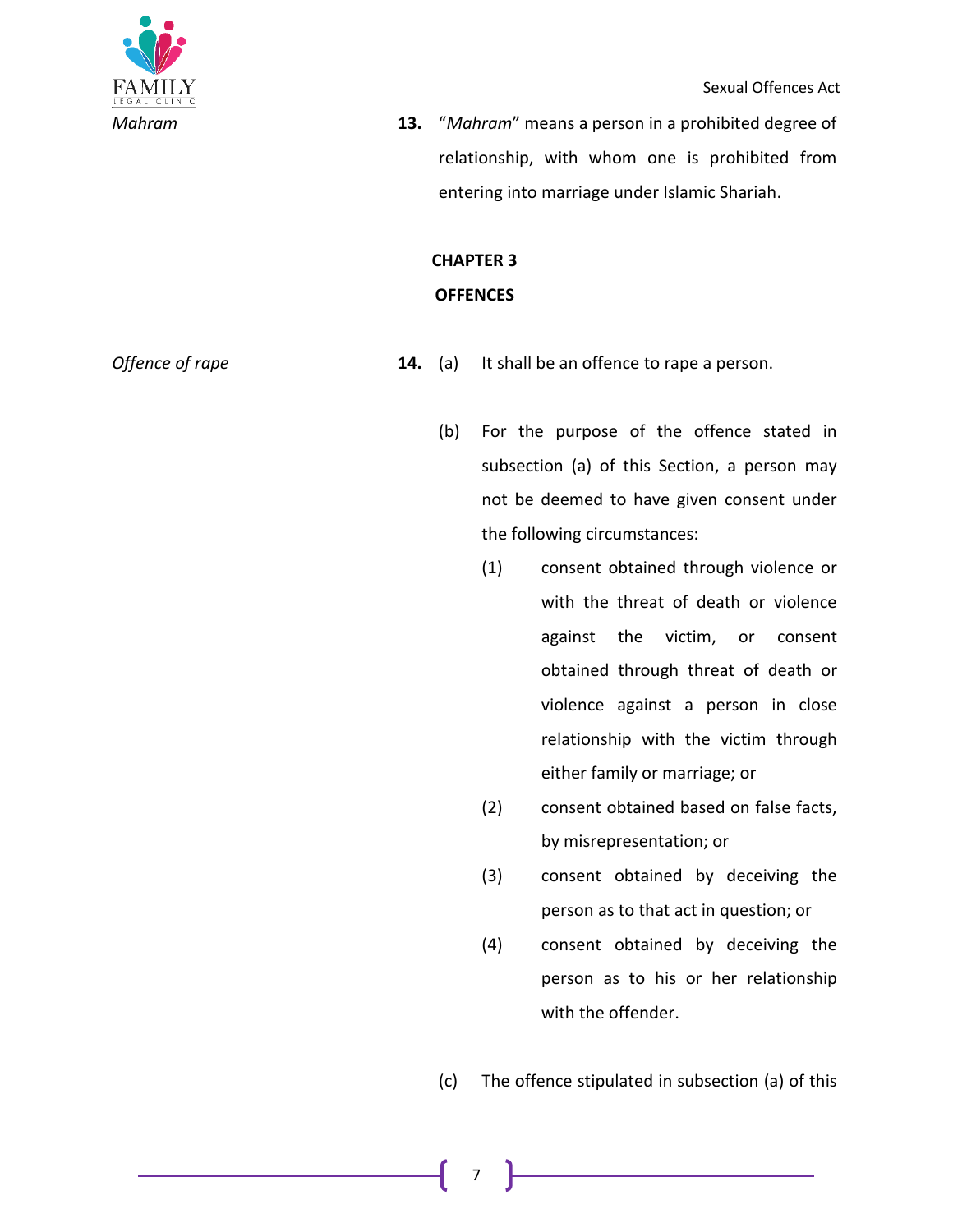*Mahram*

**13.** "*Mahram*" means a person in a prohibited degree of relationship, with whom one is prohibited from entering into marriage under Islamic Shariah.

## CHAPTER 3

## OFFENCES

*Offence of rape*

**14.** (a) It shall be an offence to rape a person.

(b) For the purpose of the offence stated in subsection (a) of this Section, a person may not be deemed to have given consent under the following circumstances:

(1) consent obtained through violence or with the threat of death or violence against the victim, or consent obtained through threat of death or violence against a person in close relationship with the victim through either family or marriage; or

(2) consent obtained based on false facts, by misrepresentation; or

(3) consent obtained by deceiving the person as to that act in question; or

(4) consent obtained by deceiving the person as to his or her relationship with the offender.

(c) The offence stipulated in subsection (a) of this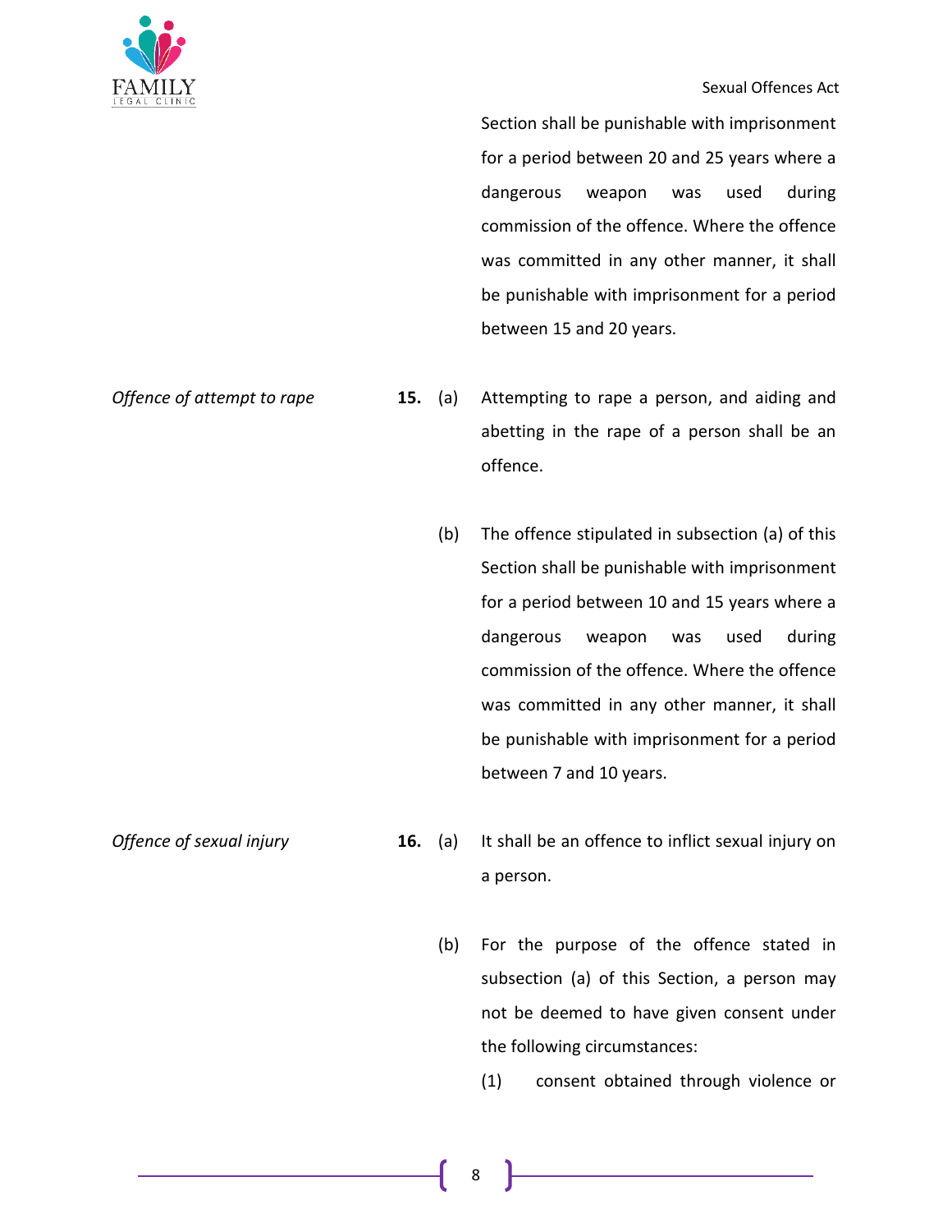Section shall be punishable with imprisonment for a period between 20 and 25 years where a dangerous weapon was used during commission of the offence. Where the offence was committed in any other manner, it shall be punishable with imprisonment for a period between 15 and 20 years.

*Offence of attempt to rape*

**15.** (a) Attempting to rape a person, and aiding and abetting in the rape of a person shall be an offence.

(b) The offence stipulated in subsection (a) of this Section shall be punishable with imprisonment for a period between 10 and 15 years where a dangerous weapon was used during commission of the offence. Where the offence was committed in any other manner, it shall be punishable with imprisonment for a period between 7 and 10 years.

*Offence of sexual injury*

**16.** (a) It shall be an offence to inflict sexual injury on a person.

(b) For the purpose of the offence stated in subsection (a) of this Section, a person may not be deemed to have given consent under the following circumstances:

(1) consent obtained through violence or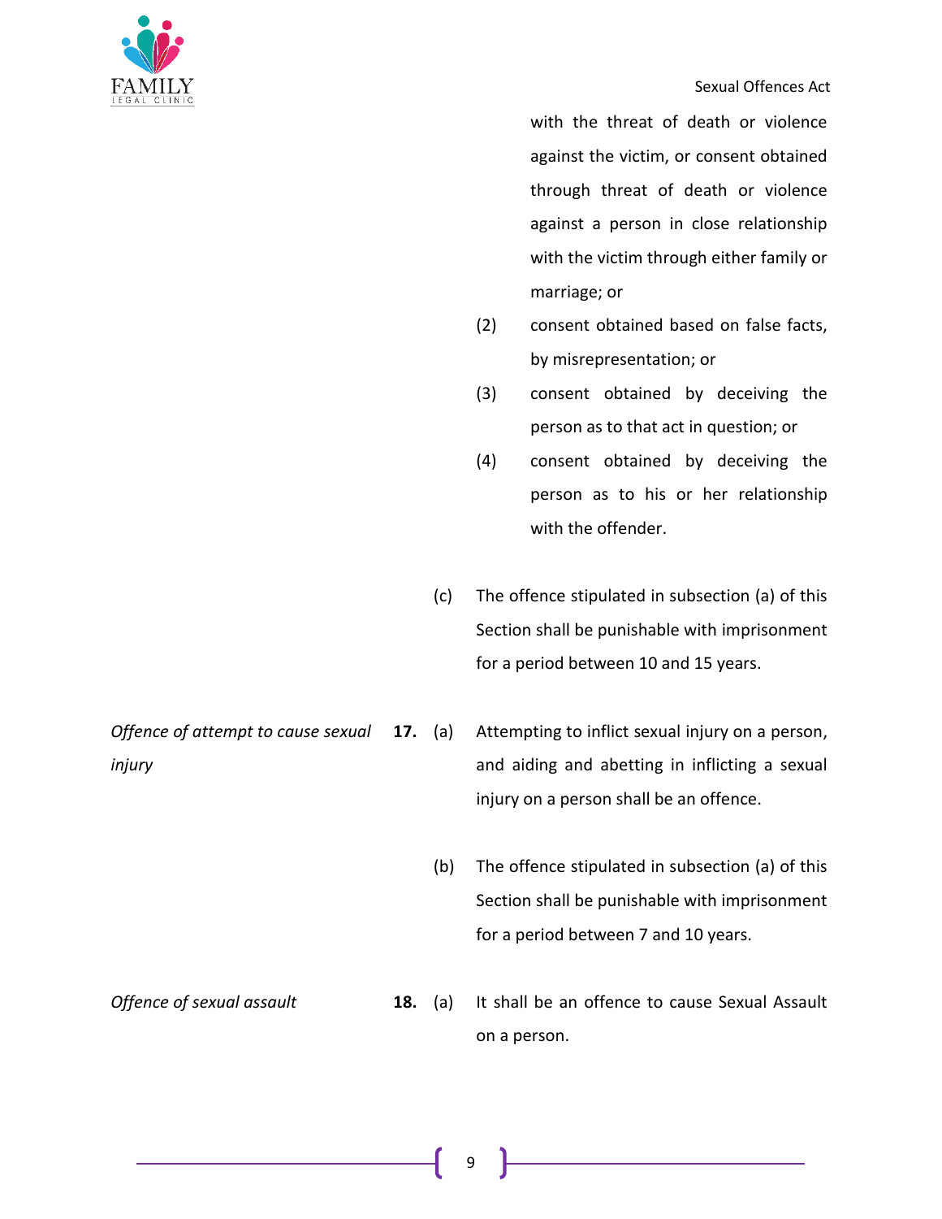with the threat of death or violence against the victim, or consent obtained through threat of death or violence against a person in close relationship with the victim through either family or marriage; or

(2) consent obtained based on false facts, by misrepresentation; or

(3) consent obtained by deceiving the person as to that act in question; or

(4) consent obtained by deceiving the person as to his or her relationship with the offender.

(c) The offence stipulated in subsection (a) of this Section shall be punishable with imprisonment for a period between 10 and 15 years.

*Offence of attempt to cause sexual injury*

**17.** (a) Attempting to inflict sexual injury on a person, and aiding and abetting in inflicting a sexual injury on a person shall be an offence.

(b) The offence stipulated in subsection (a) of this Section shall be punishable with imprisonment for a period between 7 and 10 years.

*Offence of sexual assault*

**18.** (a) It shall be an offence to cause Sexual Assault on a person.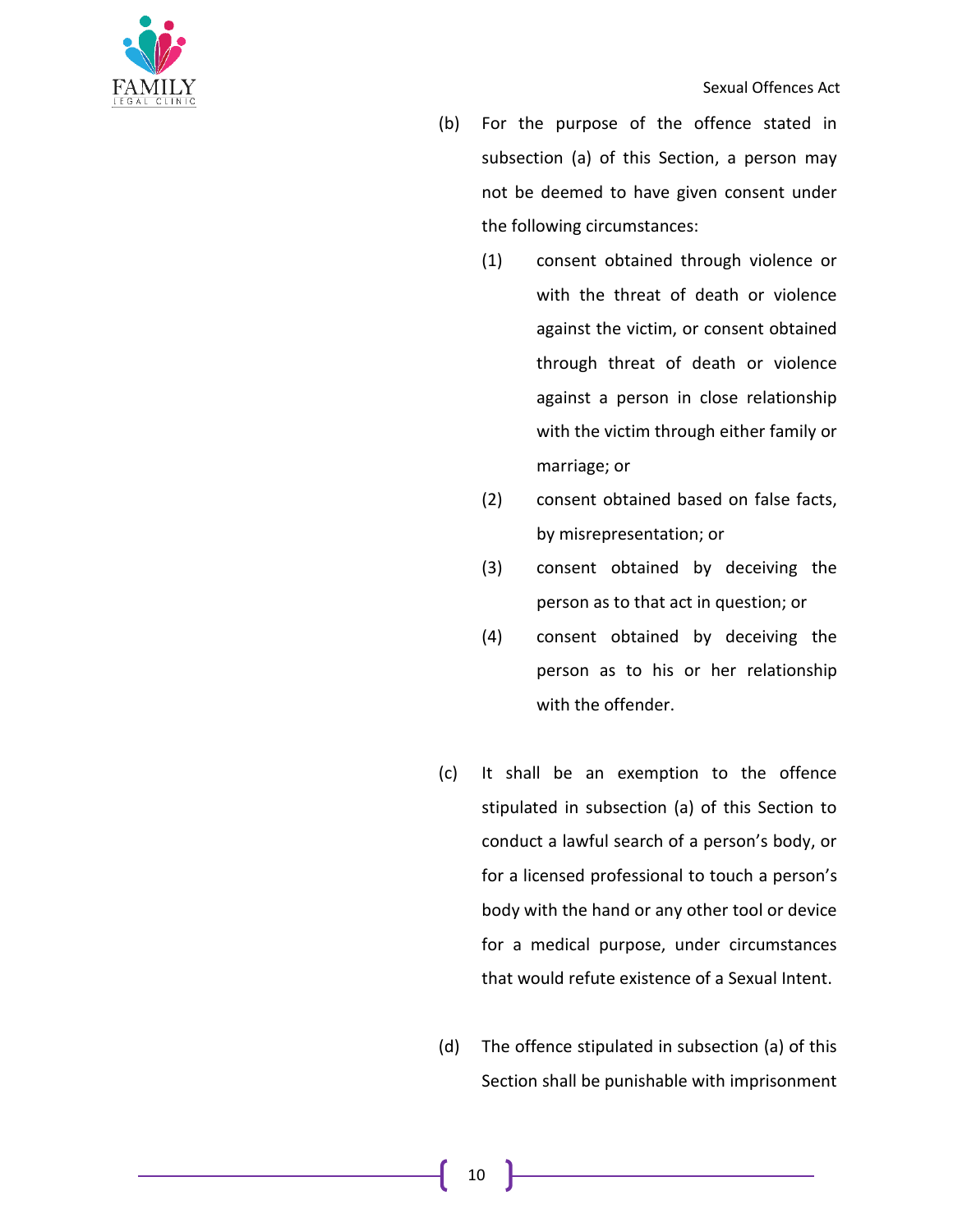(b) For the purpose of the offence stated in subsection (a) of this Section, a person may not be deemed to have given consent under the following circumstances:

   (1) consent obtained through violence or with the threat of death or violence against the victim, or consent obtained through threat of death or violence against a person in close relationship with the victim through either family or marriage; or

   (2) consent obtained based on false facts, by misrepresentation; or

   (3) consent obtained by deceiving the person as to that act in question; or

   (4) consent obtained by deceiving the person as to his or her relationship with the offender.

(c) It shall be an exemption to the offence stipulated in subsection (a) of this Section to conduct a lawful search of a person's body, or for a licensed professional to touch a person's body with the hand or any other tool or device for a medical purpose, under circumstances that would refute existence of a Sexual Intent.

(d) The offence stipulated in subsection (a) of this Section shall be punishable with imprisonment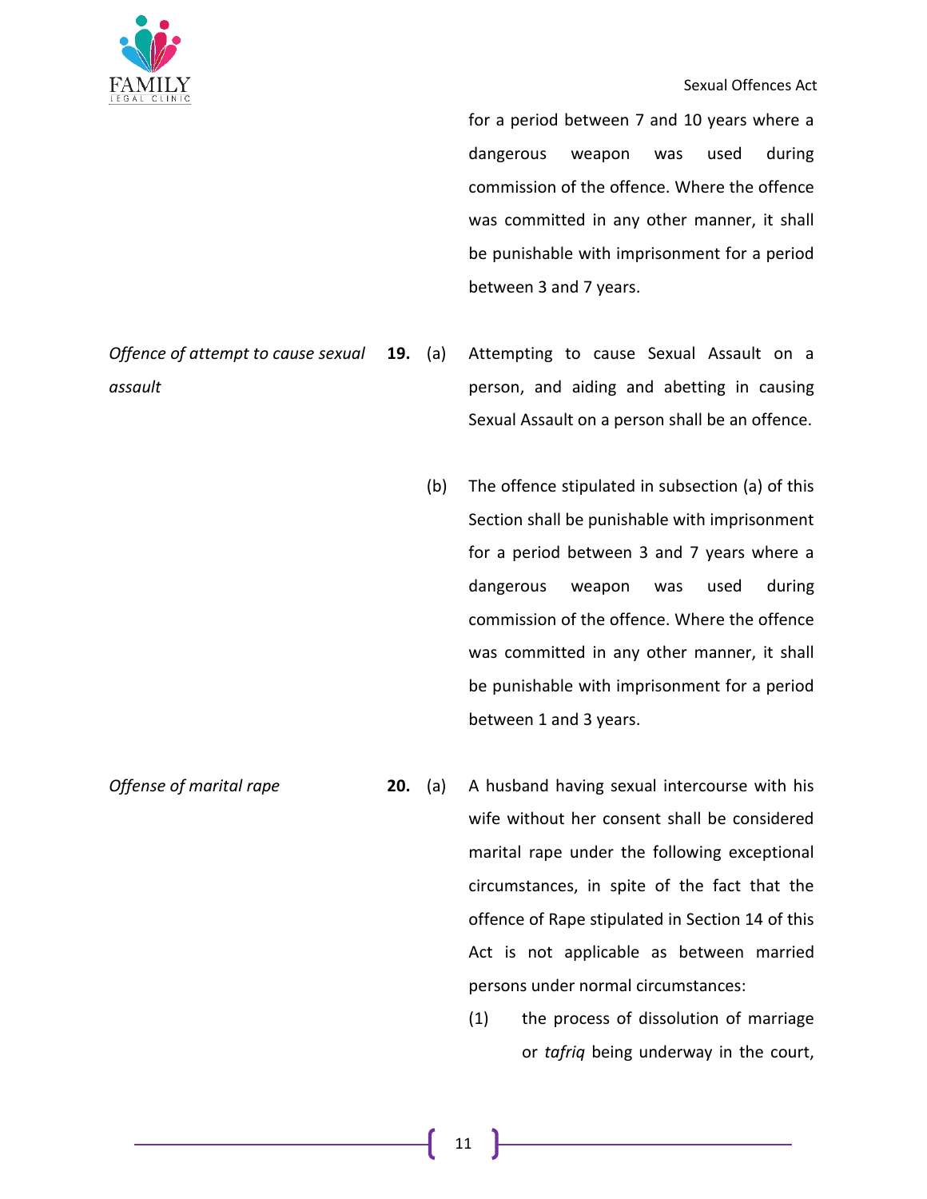for a period between 7 and 10 years where a dangerous weapon was used during commission of the offence. Where the offence was committed in any other manner, it shall be punishable with imprisonment for a period between 3 and 7 years.

*Offence of attempt to cause sexual assault*

**19.** (a) Attempting to cause Sexual Assault on a person, and aiding and abetting in causing Sexual Assault on a person shall be an offence.

(b) The offence stipulated in subsection (a) of this Section shall be punishable with imprisonment for a period between 3 and 7 years where a dangerous weapon was used during commission of the offence. Where the offence was committed in any other manner, it shall be punishable with imprisonment for a period between 1 and 3 years.

*Offense of marital rape*

**20.** (a) A husband having sexual intercourse with his wife without her consent shall be considered marital rape under the following exceptional circumstances, in spite of the fact that the offence of Rape stipulated in Section 14 of this Act is not applicable as between married persons under normal circumstances:

(1) the process of dissolution of marriage or *tafriq* being underway in the court,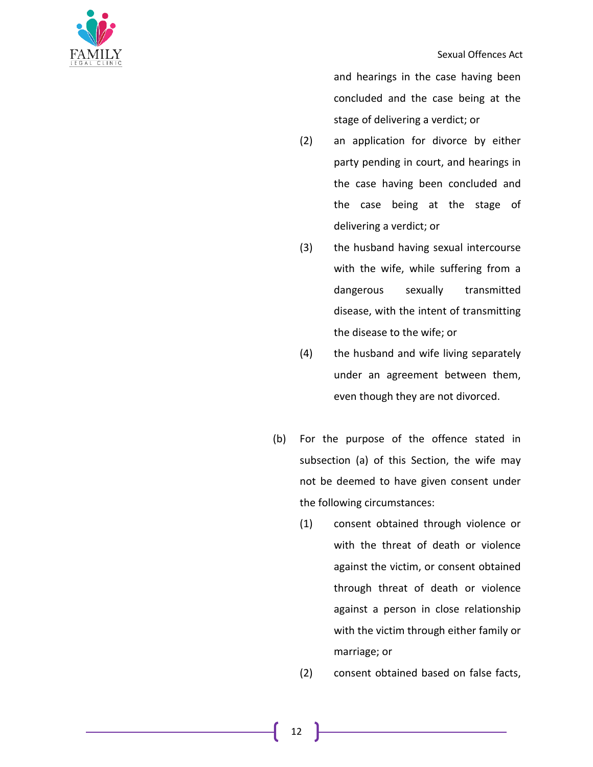and hearings in the case having been concluded and the case being at the stage of delivering a verdict; or

(2) an application for divorce by either party pending in court, and hearings in the case having been concluded and the case being at the stage of delivering a verdict; or

(3) the husband having sexual intercourse with the wife, while suffering from a dangerous sexually transmitted disease, with the intent of transmitting the disease to the wife; or

(4) the husband and wife living separately under an agreement between them, even though they are not divorced.

(b) For the purpose of the offence stated in subsection (a) of this Section, the wife may not be deemed to have given consent under the following circumstances:

(1) consent obtained through violence or with the threat of death or violence against the victim, or consent obtained through threat of death or violence against a person in close relationship with the victim through either family or marriage; or

(2) consent obtained based on false facts,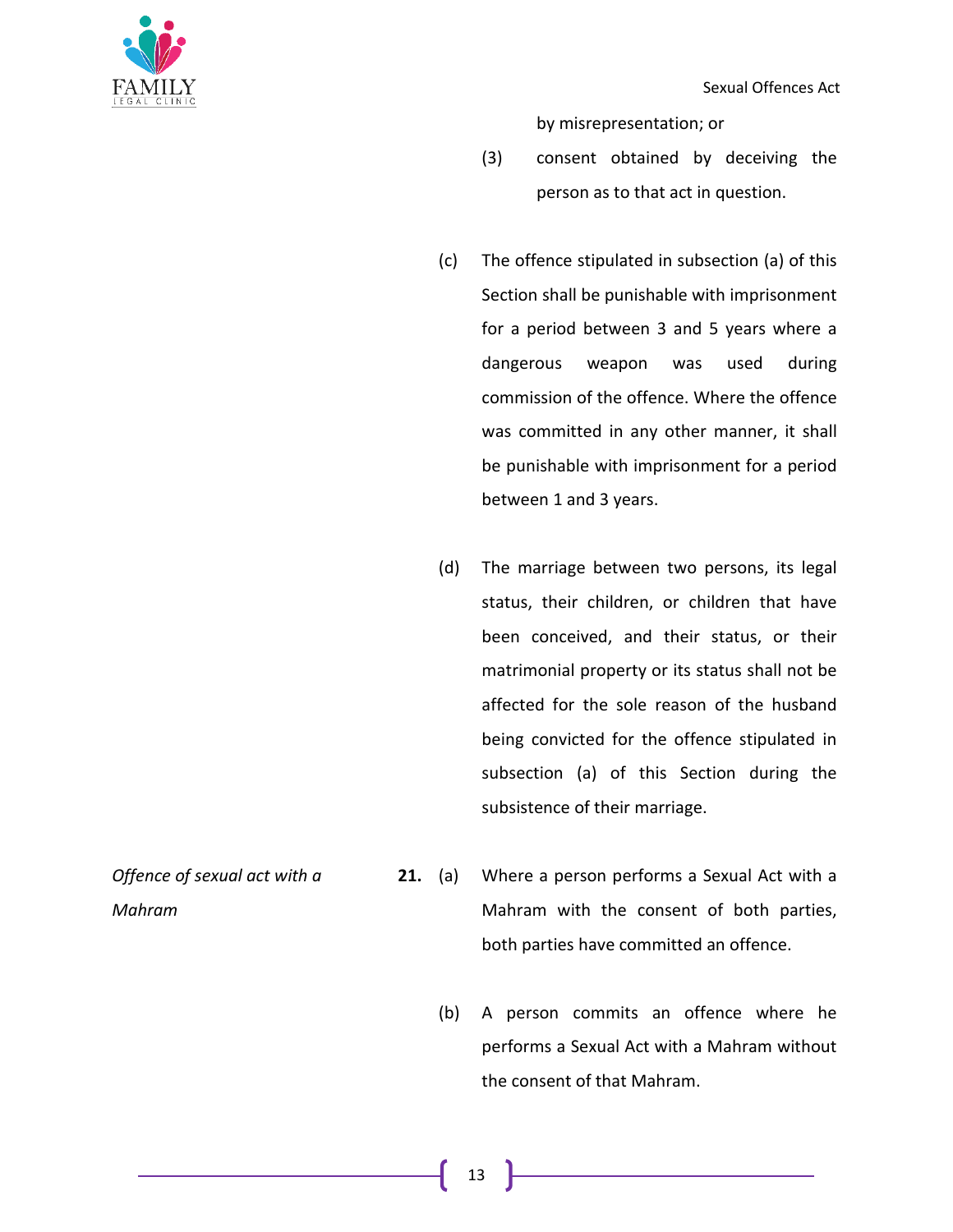by misrepresentation; or

(3) consent obtained by deceiving the person as to that act in question.

(c) The offence stipulated in subsection (a) of this Section shall be punishable with imprisonment for a period between 3 and 5 years where a dangerous weapon was used during commission of the offence. Where the offence was committed in any other manner, it shall be punishable with imprisonment for a period between 1 and 3 years.

(d) The marriage between two persons, its legal status, their children, or children that have been conceived, and their status, or their matrimonial property or its status shall not be affected for the sole reason of the husband being convicted for the offence stipulated in subsection (a) of this Section during the subsistence of their marriage.

*Offence of sexual act with a Mahram*

**21.** (a) Where a person performs a Sexual Act with a Mahram with the consent of both parties, both parties have committed an offence.

(b) A person commits an offence where he performs a Sexual Act with a Mahram without the consent of that Mahram.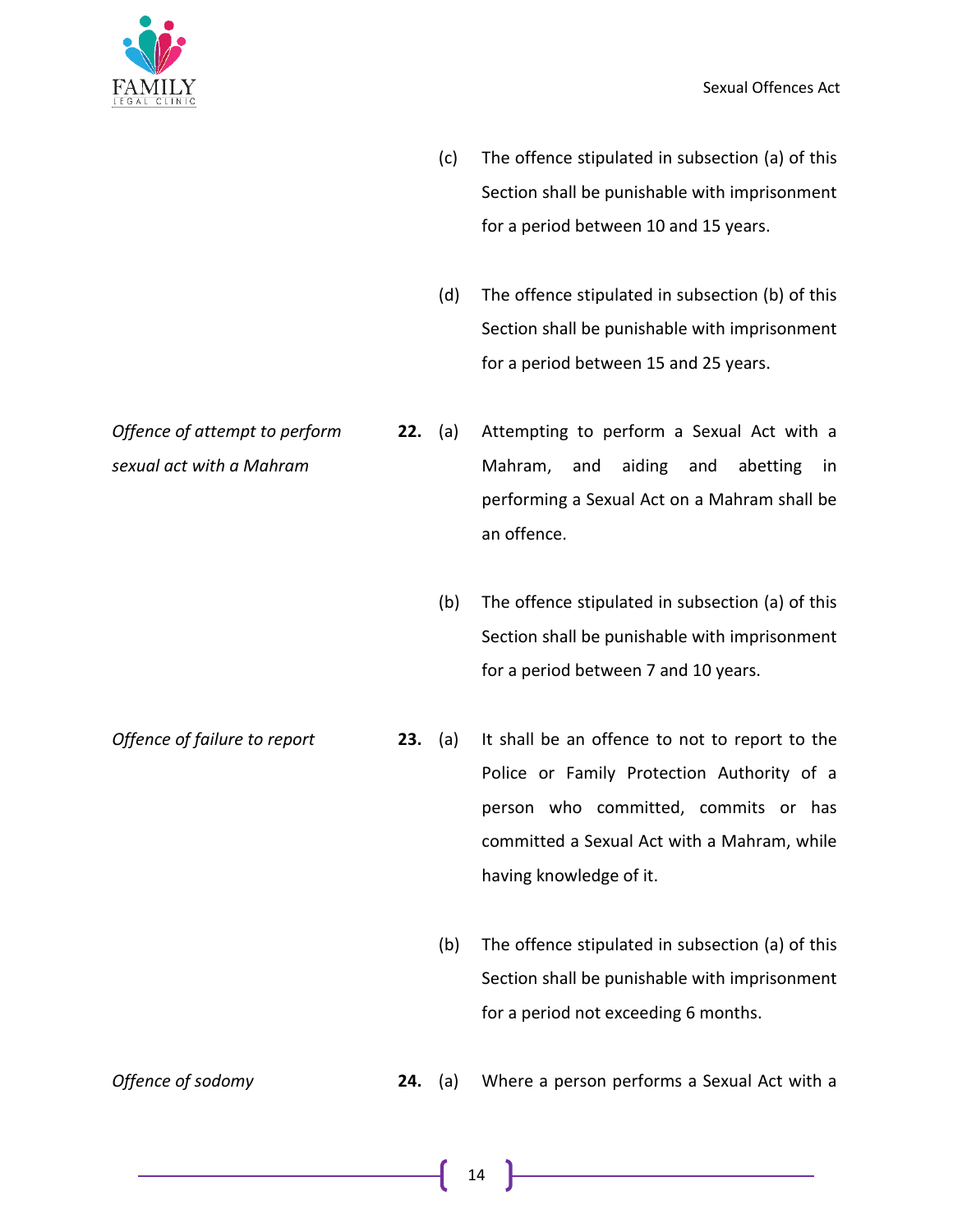(c) The offence stipulated in subsection (a) of this Section shall be punishable with imprisonment for a period between 10 and 15 years.

(d) The offence stipulated in subsection (b) of this Section shall be punishable with imprisonment for a period between 15 and 25 years.

*Offence of attempt to perform sexual act with a Mahram*

**22.** (a) Attempting to perform a Sexual Act with a Mahram, and aiding and abetting in performing a Sexual Act on a Mahram shall be an offence.

(b) The offence stipulated in subsection (a) of this Section shall be punishable with imprisonment for a period between 7 and 10 years.

*Offence of failure to report*

**23.** (a) It shall be an offence to not to report to the Police or Family Protection Authority of a person who committed, commits or has committed a Sexual Act with a Mahram, while having knowledge of it.

(b) The offence stipulated in subsection (a) of this Section shall be punishable with imprisonment for a period not exceeding 6 months.

*Offence of sodomy*

**24.** (a) Where a person performs a Sexual Act with a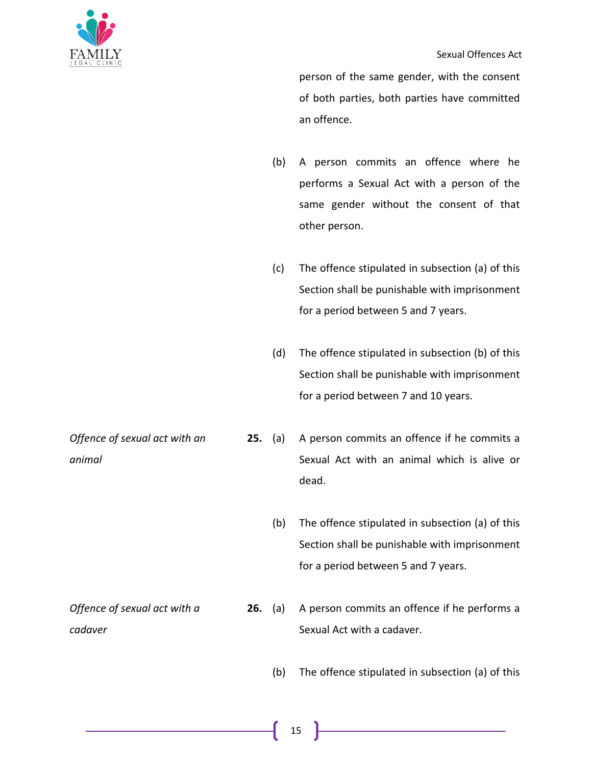person of the same gender, with the consent of both parties, both parties have committed an offence.

(b) A person commits an offence where he performs a Sexual Act with a person of the same gender without the consent of that other person.

(c) The offence stipulated in subsection (a) of this Section shall be punishable with imprisonment for a period between 5 and 7 years.

(d) The offence stipulated in subsection (b) of this Section shall be punishable with imprisonment for a period between 7 and 10 years.

*Offence of sexual act with an animal*

**25.** (a) A person commits an offence if he commits a Sexual Act with an animal which is alive or dead.

(b) The offence stipulated in subsection (a) of this Section shall be punishable with imprisonment for a period between 5 and 7 years.

*Offence of sexual act with a cadaver*

**26.** (a) A person commits an offence if he performs a Sexual Act with a cadaver.

(b) The offence stipulated in subsection (a) of this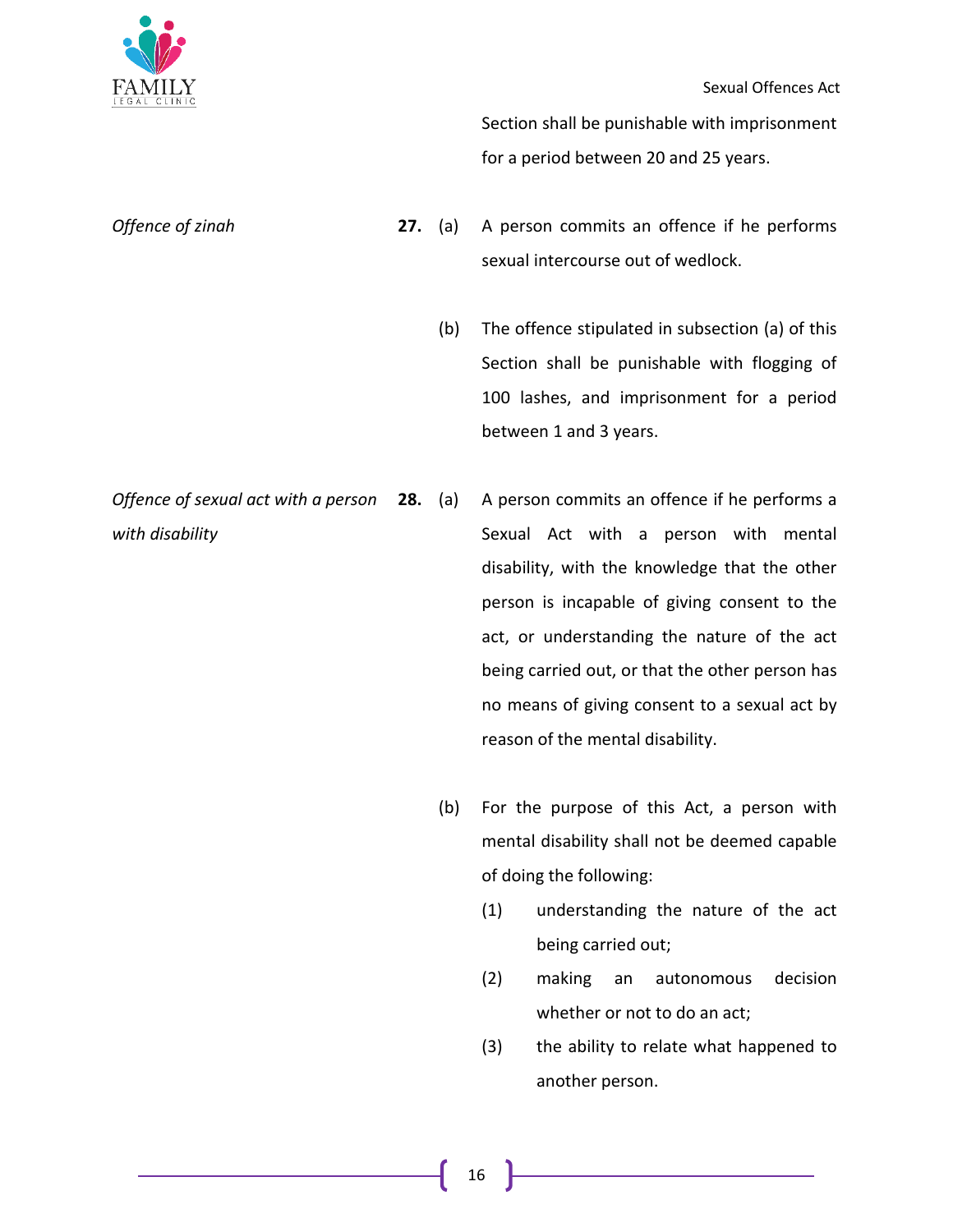Section shall be punishable with imprisonment for a period between 20 and 25 years.

*Offence of zinah*

**27.** (a) A person commits an offence if he performs sexual intercourse out of wedlock.

(b) The offence stipulated in subsection (a) of this Section shall be punishable with flogging of 100 lashes, and imprisonment for a period between 1 and 3 years.

*Offence of sexual act with a person with disability*

**28.** (a) A person commits an offence if he performs a Sexual Act with a person with mental disability, with the knowledge that the other person is incapable of giving consent to the act, or understanding the nature of the act being carried out, or that the other person has no means of giving consent to a sexual act by reason of the mental disability.

(b) For the purpose of this Act, a person with mental disability shall not be deemed capable of doing the following:

(1) understanding the nature of the act being carried out;

(2) making an autonomous decision whether or not to do an act;

(3) the ability to relate what happened to another person.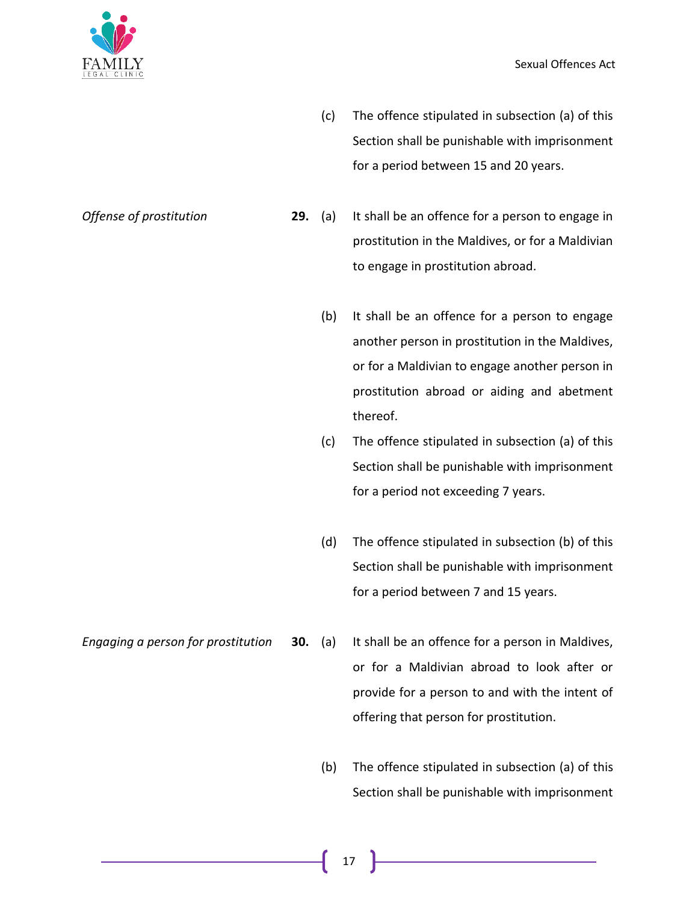(c) The offence stipulated in subsection (a) of this Section shall be punishable with imprisonment for a period between 15 and 20 years.

*Offense of prostitution*

**29.** (a) It shall be an offence for a person to engage in prostitution in the Maldives, or for a Maldivian to engage in prostitution abroad.

(b) It shall be an offence for a person to engage another person in prostitution in the Maldives, or for a Maldivian to engage another person in prostitution abroad or aiding and abetment thereof.

(c) The offence stipulated in subsection (a) of this Section shall be punishable with imprisonment for a period not exceeding 7 years.

(d) The offence stipulated in subsection (b) of this Section shall be punishable with imprisonment for a period between 7 and 15 years.

*Engaging a person for prostitution*

**30.** (a) It shall be an offence for a person in Maldives, or for a Maldivian abroad to look after or provide for a person to and with the intent of offering that person for prostitution.

(b) The offence stipulated in subsection (a) of this Section shall be punishable with imprisonment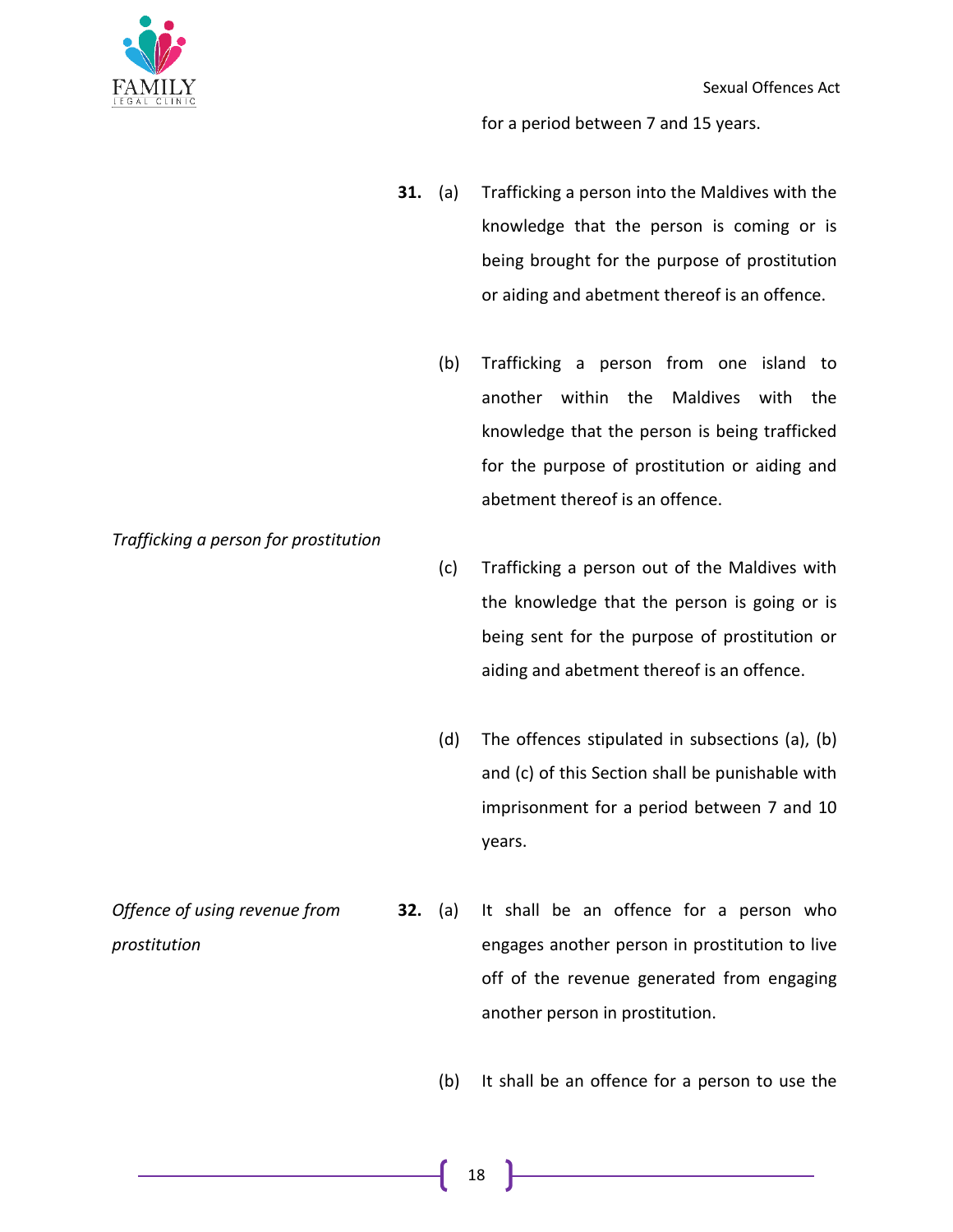for a period between 7 and 15 years.

*Trafficking a person for prostitution*

**31.** (a) Trafficking a person into the Maldives with the knowledge that the person is coming or is being brought for the purpose of prostitution or aiding and abetment thereof is an offence.

(b) Trafficking a person from one island to another within the Maldives with the knowledge that the person is being trafficked for the purpose of prostitution or aiding and abetment thereof is an offence.

(c) Trafficking a person out of the Maldives with the knowledge that the person is going or is being sent for the purpose of prostitution or aiding and abetment thereof is an offence.

(d) The offences stipulated in subsections (a), (b) and (c) of this Section shall be punishable with imprisonment for a period between 7 and 10 years.

*Offence of using revenue from prostitution*

**32.** (a) It shall be an offence for a person who engages another person in prostitution to live off of the revenue generated from engaging another person in prostitution.

(b) It shall be an offence for a person to use the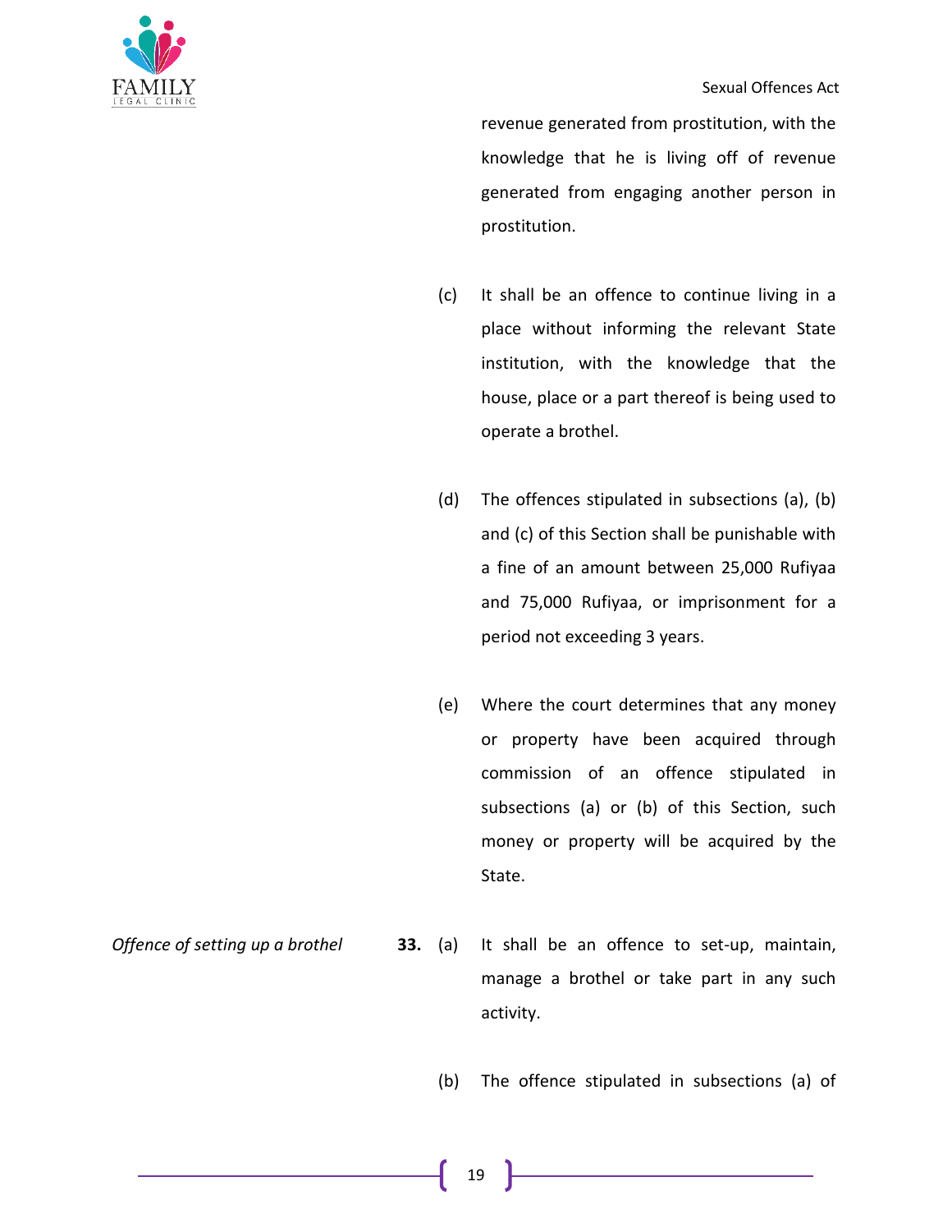revenue generated from prostitution, with the knowledge that he is living off of revenue generated from engaging another person in prostitution.

(c) It shall be an offence to continue living in a place without informing the relevant State institution, with the knowledge that the house, place or a part thereof is being used to operate a brothel.

(d) The offences stipulated in subsections (a), (b) and (c) of this Section shall be punishable with a fine of an amount between 25,000 Rufiyaa and 75,000 Rufiyaa, or imprisonment for a period not exceeding 3 years.

(e) Where the court determines that any money or property have been acquired through commission of an offence stipulated in subsections (a) or (b) of this Section, such money or property will be acquired by the State.

*Offence of setting up a brothel*

**33.** (a) It shall be an offence to set-up, maintain, manage a brothel or take part in any such activity.

(b) The offence stipulated in subsections (a) of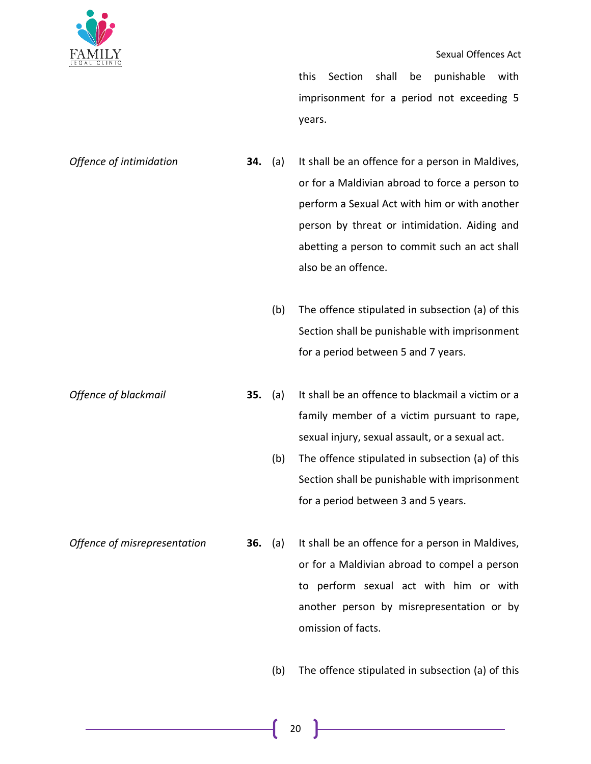this Section shall be punishable with imprisonment for a period not exceeding 5 years.

*Offence of intimidation*

**34.** (a) It shall be an offence for a person in Maldives, or for a Maldivian abroad to force a person to perform a Sexual Act with him or with another person by threat or intimidation. Aiding and abetting a person to commit such an act shall also be an offence.

(b) The offence stipulated in subsection (a) of this Section shall be punishable with imprisonment for a period between 5 and 7 years.

*Offence of blackmail*

**35.** (a) It shall be an offence to blackmail a victim or a family member of a victim pursuant to rape, sexual injury, sexual assault, or a sexual act.

(b) The offence stipulated in subsection (a) of this Section shall be punishable with imprisonment for a period between 3 and 5 years.

*Offence of misrepresentation*

**36.** (a) It shall be an offence for a person in Maldives, or for a Maldivian abroad to compel a person to perform sexual act with him or with another person by misrepresentation or by omission of facts.

(b) The offence stipulated in subsection (a) of this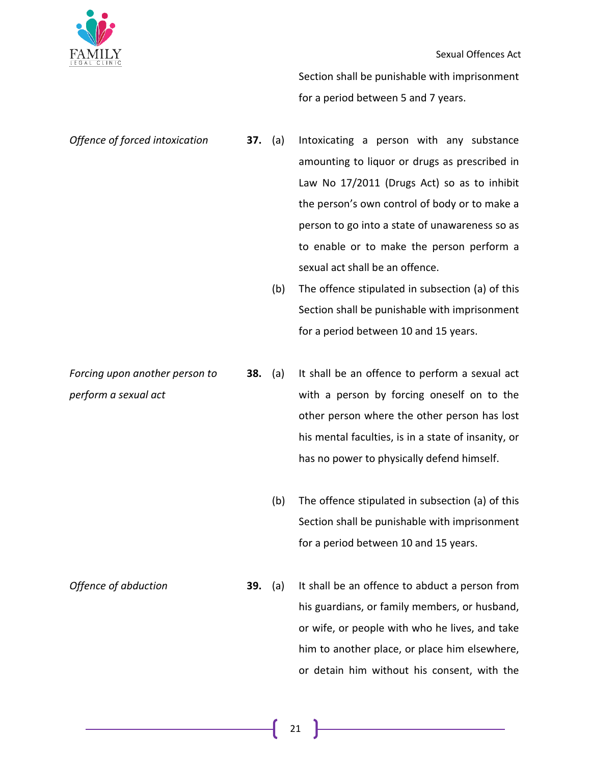Section shall be punishable with imprisonment for a period between 5 and 7 years.

*Offence of forced intoxication*

**37.** (a) Intoxicating a person with any substance amounting to liquor or drugs as prescribed in Law No 17/2011 (Drugs Act) so as to inhibit the person's own control of body or to make a person to go into a state of unawareness so as to enable or to make the person perform a sexual act shall be an offence.

(b) The offence stipulated in subsection (a) of this Section shall be punishable with imprisonment for a period between 10 and 15 years.

*Forcing upon another person to perform a sexual act*

**38.** (a) It shall be an offence to perform a sexual act with a person by forcing oneself on to the other person where the other person has lost his mental faculties, is in a state of insanity, or has no power to physically defend himself.

(b) The offence stipulated in subsection (a) of this Section shall be punishable with imprisonment for a period between 10 and 15 years.

*Offence of abduction*

**39.** (a) It shall be an offence to abduct a person from his guardians, or family members, or husband, or wife, or people with who he lives, and take him to another place, or place him elsewhere, or detain him without his consent, with the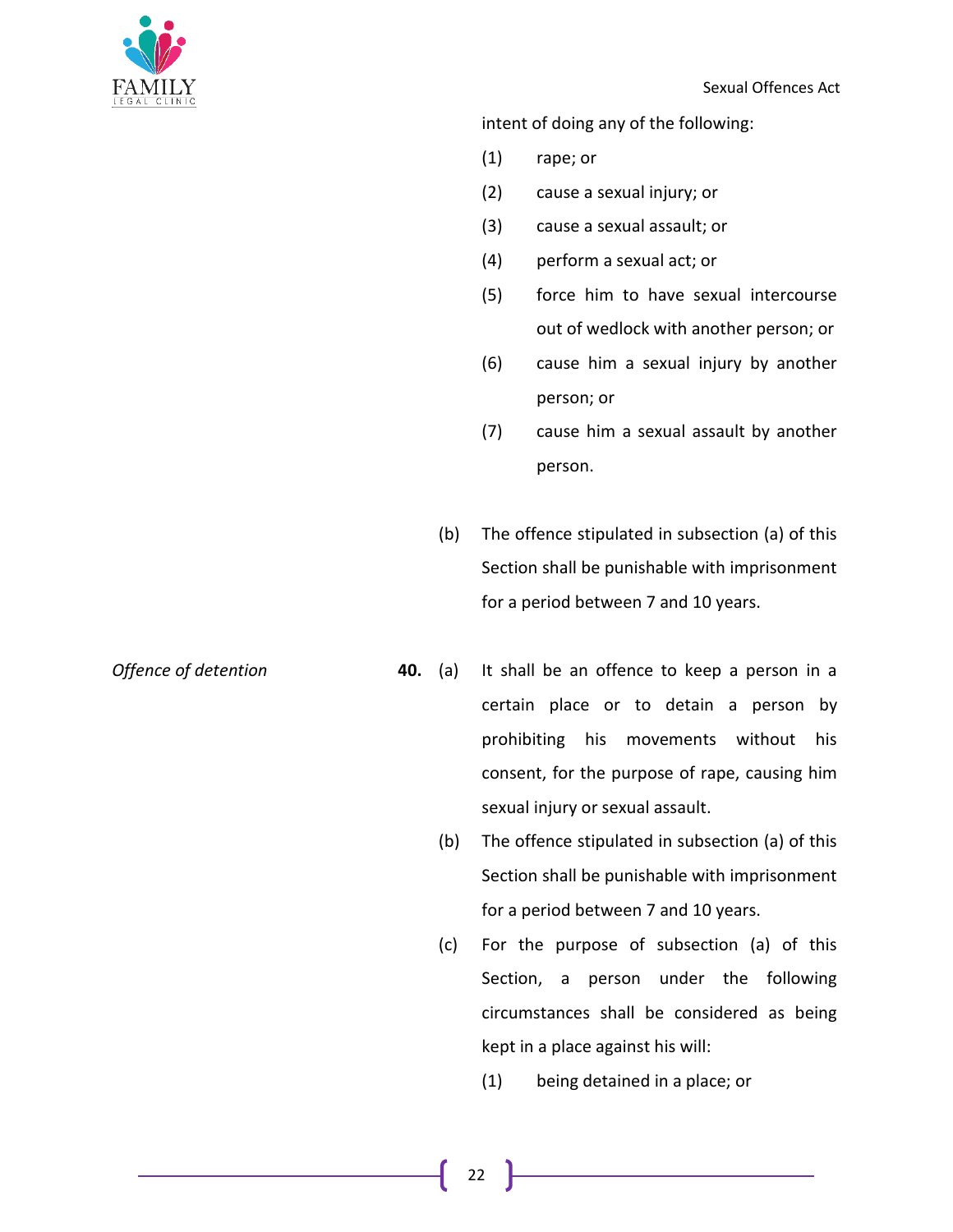intent of doing any of the following:

(1) rape; or

(2) cause a sexual injury; or

(3) cause a sexual assault; or

(4) perform a sexual act; or

(5) force him to have sexual intercourse out of wedlock with another person; or

(6) cause him a sexual injury by another person; or

(7) cause him a sexual assault by another person.

(b) The offence stipulated in subsection (a) of this Section shall be punishable with imprisonment for a period between 7 and 10 years.

*Offence of detention*

**40.** (a) It shall be an offence to keep a person in a certain place or to detain a person by prohibiting his movements without his consent, for the purpose of rape, causing him sexual injury or sexual assault.

(b) The offence stipulated in subsection (a) of this Section shall be punishable with imprisonment for a period between 7 and 10 years.

(c) For the purpose of subsection (a) of this Section, a person under the following circumstances shall be considered as being kept in a place against his will:

(1) being detained in a place; or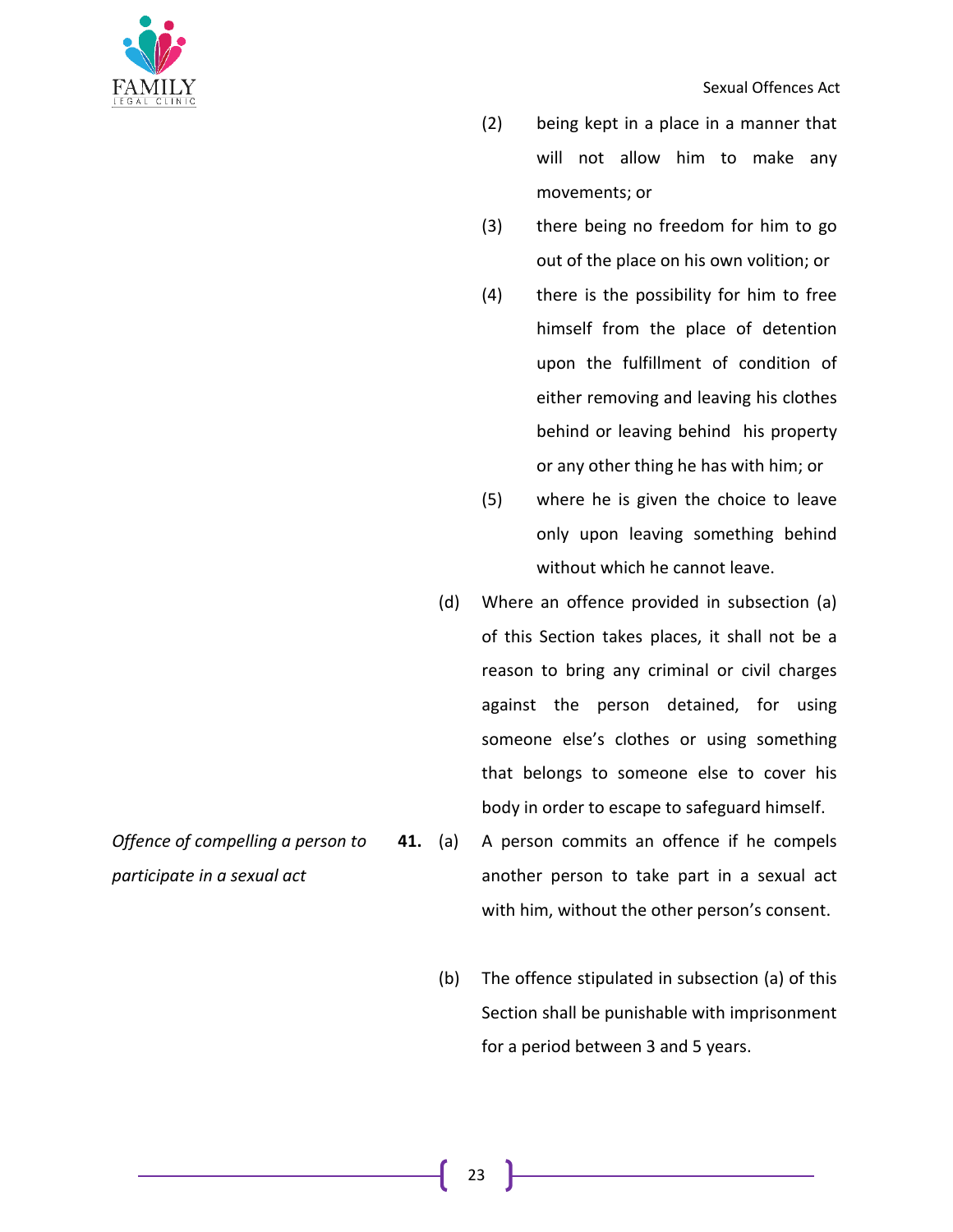(2) being kept in a place in a manner that will not allow him to make any movements; or

(3) there being no freedom for him to go out of the place on his own volition; or

(4) there is the possibility for him to free himself from the place of detention upon the fulfillment of condition of either removing and leaving his clothes behind or leaving behind his property or any other thing he has with him; or

(5) where he is given the choice to leave only upon leaving something behind without which he cannot leave.

(d) Where an offence provided in subsection (a) of this Section takes places, it shall not be a reason to bring any criminal or civil charges against the person detained, for using someone else's clothes or using something that belongs to someone else to cover his body in order to escape to safeguard himself.

*Offence of compelling a person to participate in a sexual act*

**41.** (a) A person commits an offence if he compels another person to take part in a sexual act with him, without the other person's consent.

(b) The offence stipulated in subsection (a) of this Section shall be punishable with imprisonment for a period between 3 and 5 years.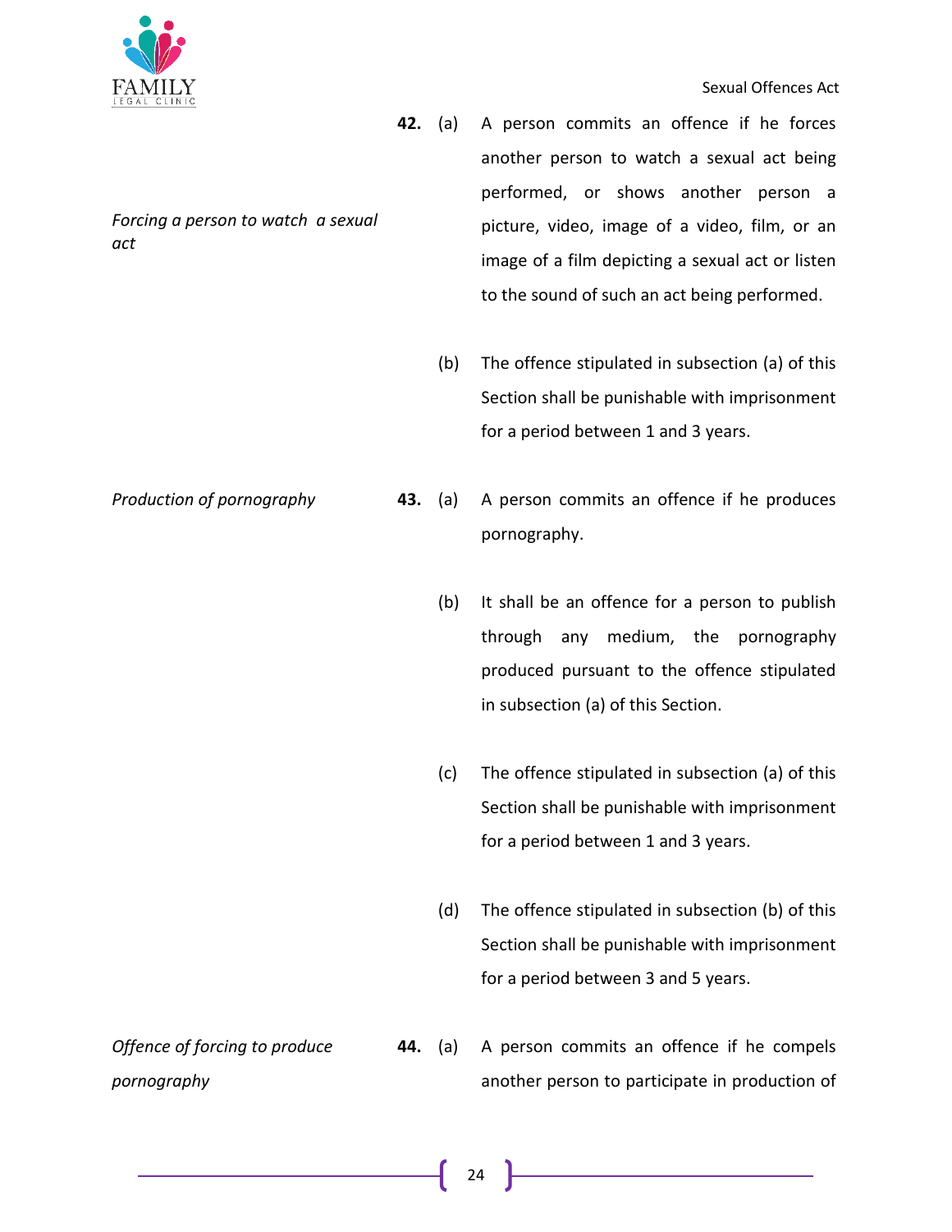*Forcing a person to watch a sexual act*

**42.** (a) A person commits an offence if he forces another person to watch a sexual act being performed, or shows another person a picture, video, image of a video, film, or an image of a film depicting a sexual act or listen to the sound of such an act being performed.

(b) The offence stipulated in subsection (a) of this Section shall be punishable with imprisonment for a period between 1 and 3 years.

*Production of pornography*

**43.** (a) A person commits an offence if he produces pornography.

(b) It shall be an offence for a person to publish through any medium, the pornography produced pursuant to the offence stipulated in subsection (a) of this Section.

(c) The offence stipulated in subsection (a) of this Section shall be punishable with imprisonment for a period between 1 and 3 years.

(d) The offence stipulated in subsection (b) of this Section shall be punishable with imprisonment for a period between 3 and 5 years.

*Offence of forcing to produce pornography*

**44.** (a) A person commits an offence if he compels another person to participate in production of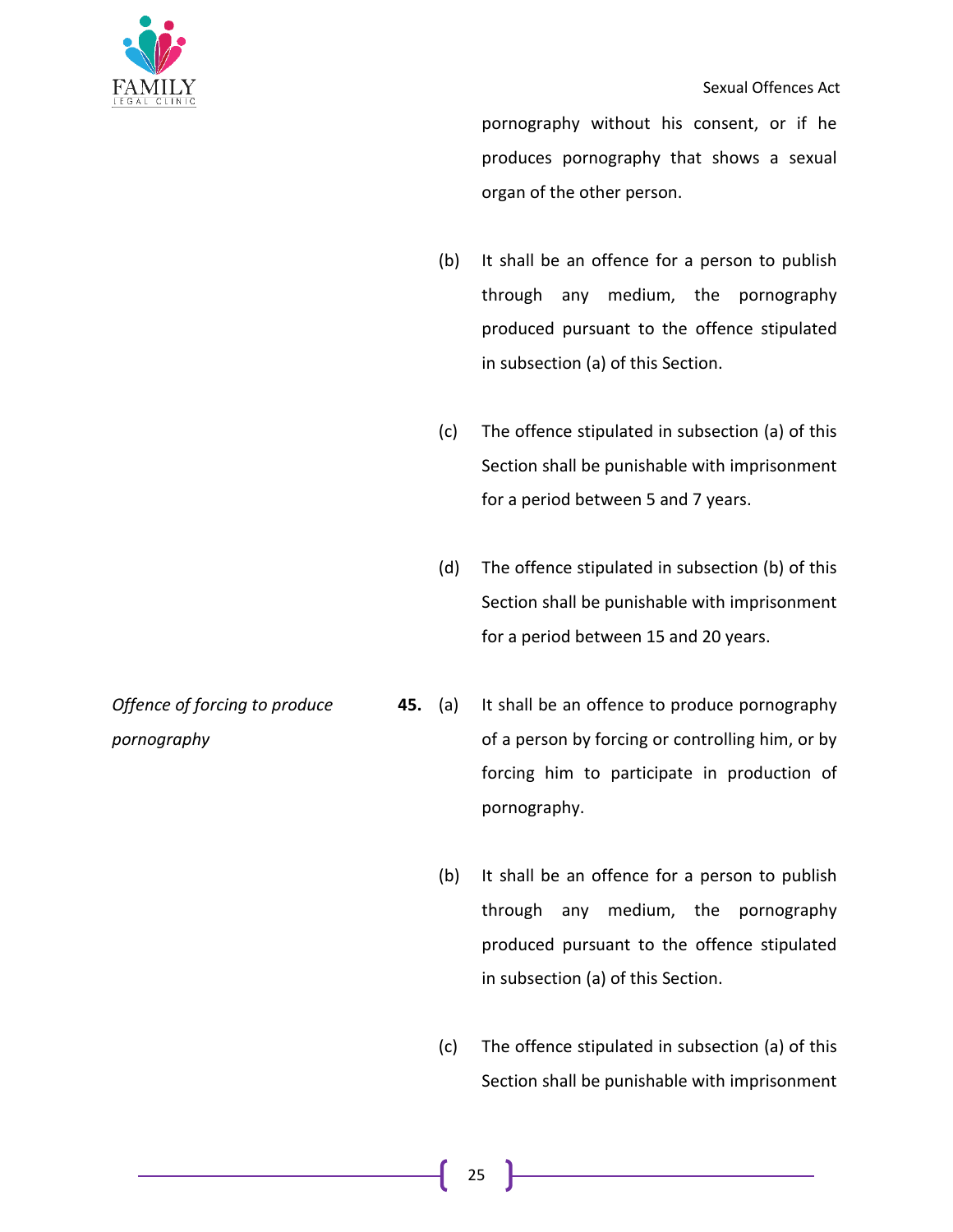pornography without his consent, or if he produces pornography that shows a sexual organ of the other person.

(b) It shall be an offence for a person to publish through any medium, the pornography produced pursuant to the offence stipulated in subsection (a) of this Section.

(c) The offence stipulated in subsection (a) of this Section shall be punishable with imprisonment for a period between 5 and 7 years.

(d) The offence stipulated in subsection (b) of this Section shall be punishable with imprisonment for a period between 15 and 20 years.

*Offence of forcing to produce pornography*

**45.** (a) It shall be an offence to produce pornography of a person by forcing or controlling him, or by forcing him to participate in production of pornography.

(b) It shall be an offence for a person to publish through any medium, the pornography produced pursuant to the offence stipulated in subsection (a) of this Section.

(c) The offence stipulated in subsection (a) of this Section shall be punishable with imprisonment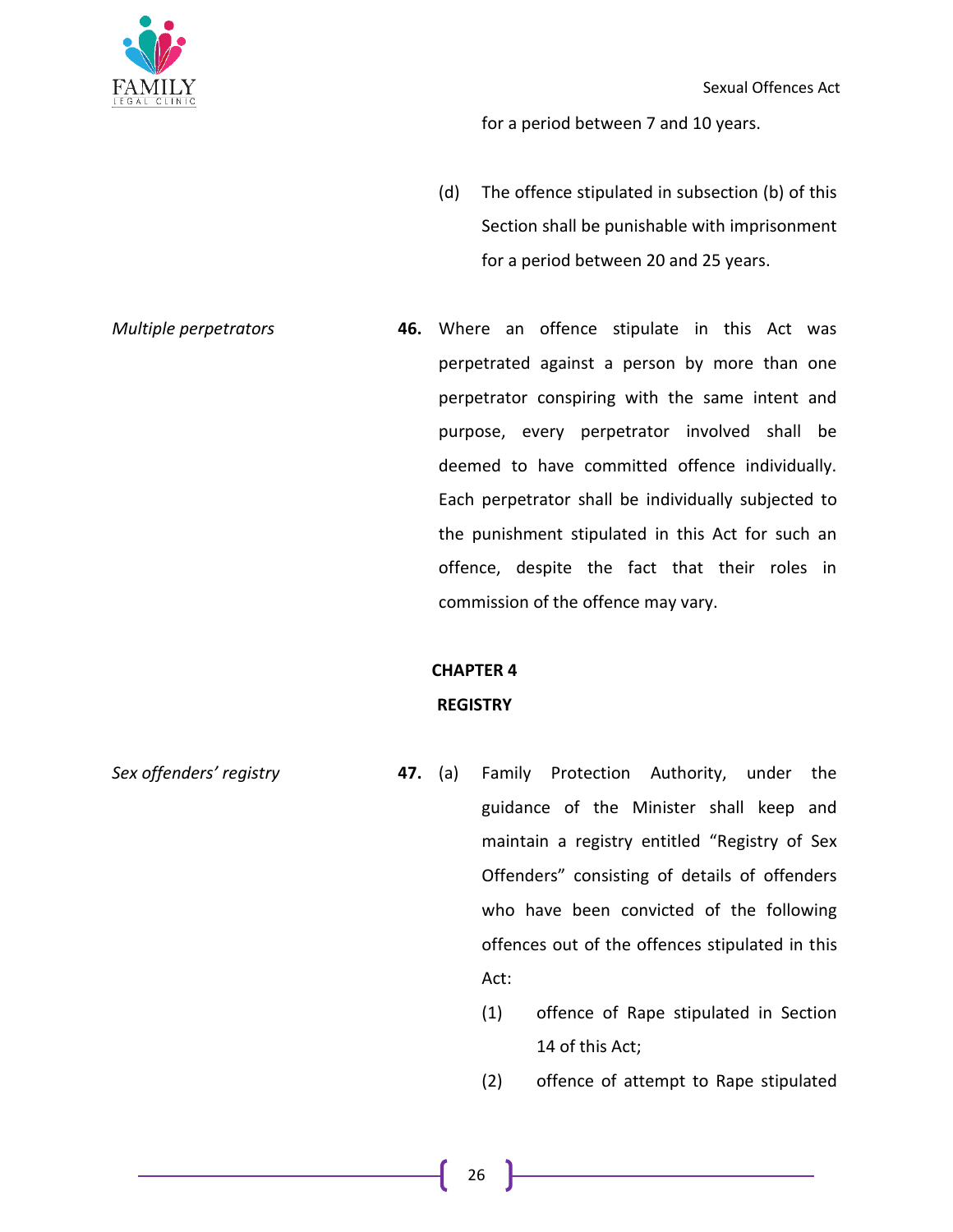for a period between 7 and 10 years.

(d) The offence stipulated in subsection (b) of this Section shall be punishable with imprisonment for a period between 20 and 25 years.

*Multiple perpetrators*

**46.** Where an offence stipulate in this Act was perpetrated against a person by more than one perpetrator conspiring with the same intent and purpose, every perpetrator involved shall be deemed to have committed offence individually. Each perpetrator shall be individually subjected to the punishment stipulated in this Act for such an offence, despite the fact that their roles in commission of the offence may vary.

## CHAPTER 4

## REGISTRY

*Sex offenders' registry*

**47.** (a) Family Protection Authority, under the guidance of the Minister shall keep and maintain a registry entitled "Registry of Sex Offenders" consisting of details of offenders who have been convicted of the following offences out of the offences stipulated in this Act:

(1) offence of Rape stipulated in Section 14 of this Act;

(2) offence of attempt to Rape stipulated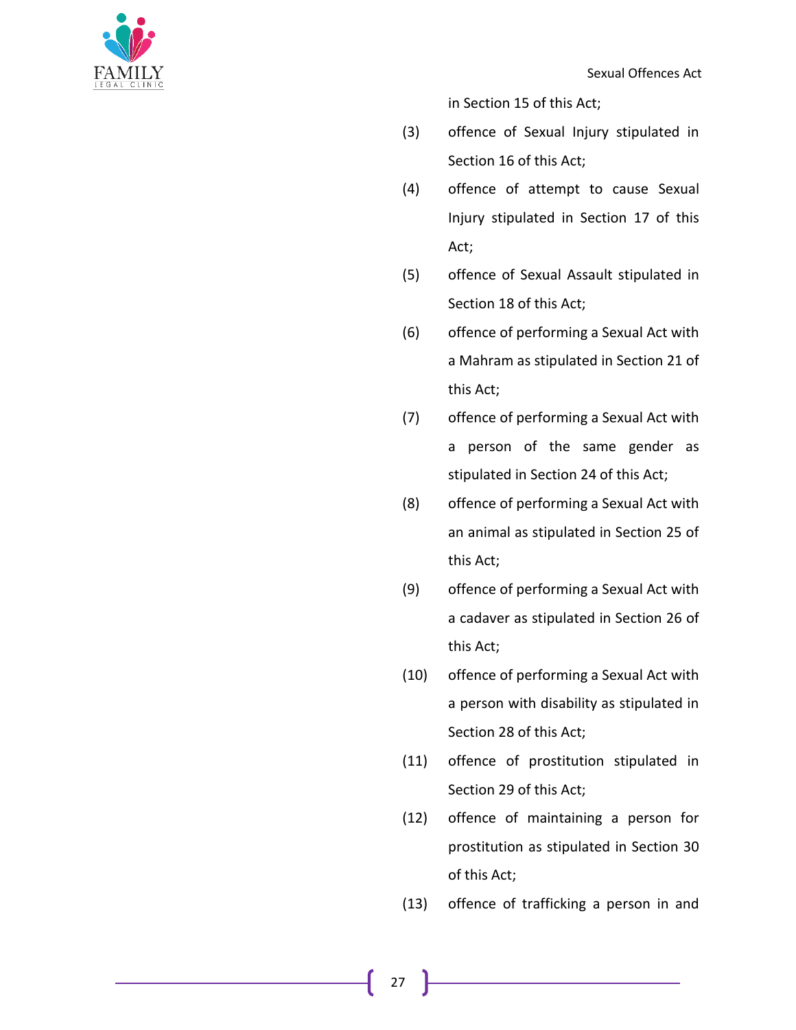in Section 15 of this Act;

(3) offence of Sexual Injury stipulated in Section 16 of this Act;

(4) offence of attempt to cause Sexual Injury stipulated in Section 17 of this Act;

(5) offence of Sexual Assault stipulated in Section 18 of this Act;

(6) offence of performing a Sexual Act with a Mahram as stipulated in Section 21 of this Act;

(7) offence of performing a Sexual Act with a person of the same gender as stipulated in Section 24 of this Act;

(8) offence of performing a Sexual Act with an animal as stipulated in Section 25 of this Act;

(9) offence of performing a Sexual Act with a cadaver as stipulated in Section 26 of this Act;

(10) offence of performing a Sexual Act with a person with disability as stipulated in Section 28 of this Act;

(11) offence of prostitution stipulated in Section 29 of this Act;

(12) offence of maintaining a person for prostitution as stipulated in Section 30 of this Act;

(13) offence of trafficking a person in and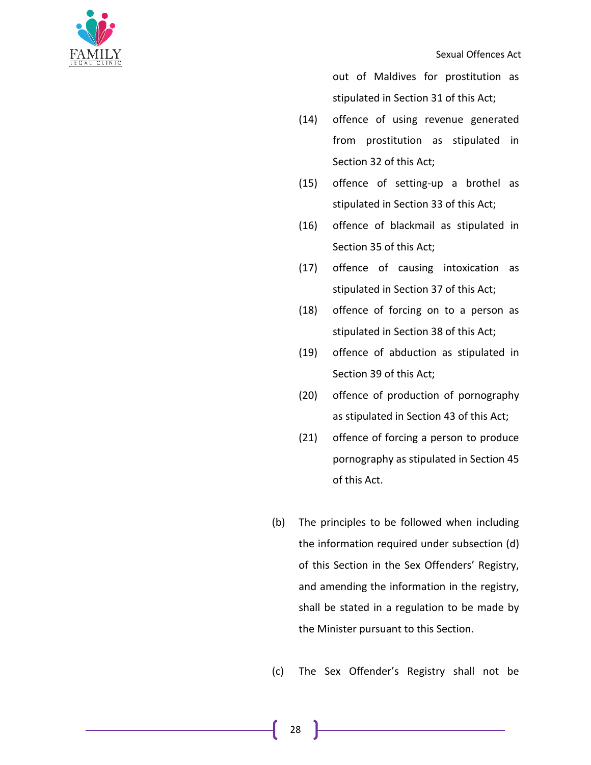out of Maldives for prostitution as stipulated in Section 31 of this Act;

(14) offence of using revenue generated from prostitution as stipulated in Section 32 of this Act;

(15) offence of setting-up a brothel as stipulated in Section 33 of this Act;

(16) offence of blackmail as stipulated in Section 35 of this Act;

(17) offence of causing intoxication as stipulated in Section 37 of this Act;

(18) offence of forcing on to a person as stipulated in Section 38 of this Act;

(19) offence of abduction as stipulated in Section 39 of this Act;

(20) offence of production of pornography as stipulated in Section 43 of this Act;

(21) offence of forcing a person to produce pornography as stipulated in Section 45 of this Act.

(b) The principles to be followed when including the information required under subsection (d) of this Section in the Sex Offenders' Registry, and amending the information in the registry, shall be stated in a regulation to be made by the Minister pursuant to this Section.

(c) The Sex Offender's Registry shall not be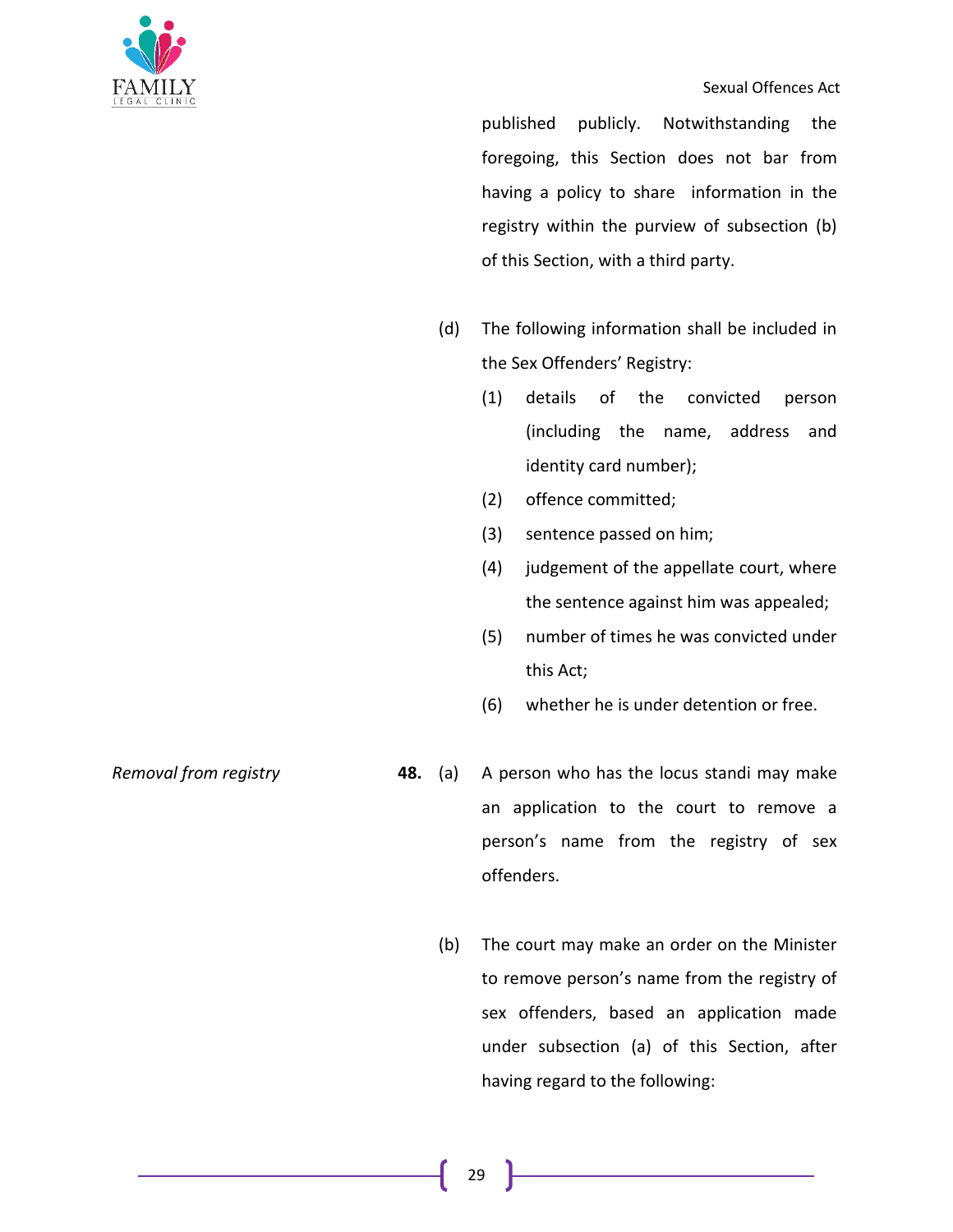published publicly. Notwithstanding the foregoing, this Section does not bar from having a policy to share information in the registry within the purview of subsection (b) of this Section, with a third party.

(d) The following information shall be included in the Sex Offenders' Registry:

(1) details of the convicted person (including the name, address and identity card number);

(2) offence committed;

(3) sentence passed on him;

(4) judgement of the appellate court, where the sentence against him was appealed;

(5) number of times he was convicted under this Act;

(6) whether he is under detention or free.

*Removal from registry*

**48.** (a) A person who has the locus standi may make an application to the court to remove a person's name from the registry of sex offenders.

(b) The court may make an order on the Minister to remove person's name from the registry of sex offenders, based an application made under subsection (a) of this Section, after having regard to the following: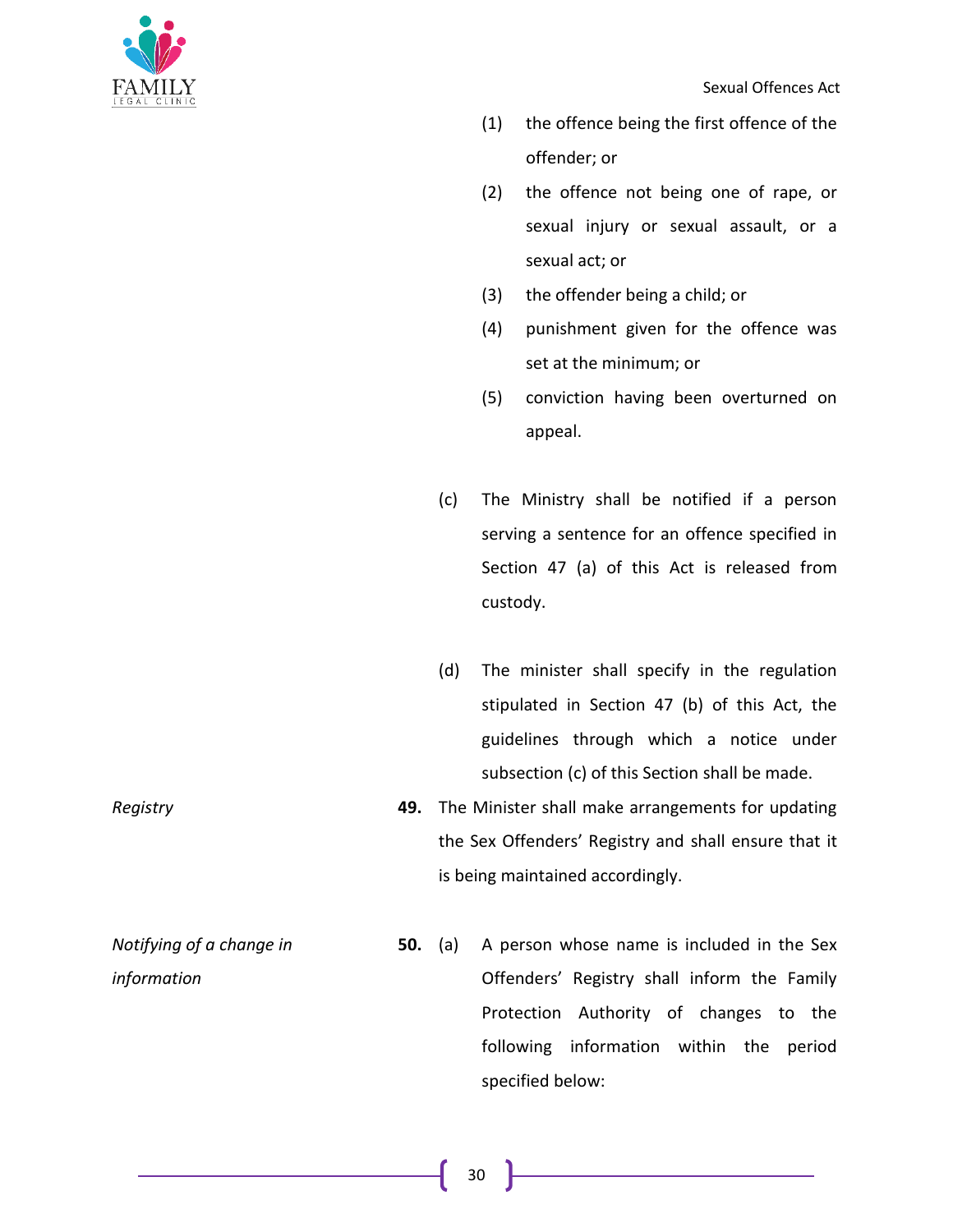(1) the offence being the first offence of the offender; or

(2) the offence not being one of rape, or sexual injury or sexual assault, or a sexual act; or

(3) the offender being a child; or

(4) punishment given for the offence was set at the minimum; or

(5) conviction having been overturned on appeal.

(c) The Ministry shall be notified if a person serving a sentence for an offence specified in Section 47 (a) of this Act is released from custody.

(d) The minister shall specify in the regulation stipulated in Section 47 (b) of this Act, the guidelines through which a notice under subsection (c) of this Section shall be made.

*Registry*

**49.** The Minister shall make arrangements for updating the Sex Offenders' Registry and shall ensure that it is being maintained accordingly.

*Notifying of a change in information*

**50.** (a) A person whose name is included in the Sex Offenders' Registry shall inform the Family Protection Authority of changes to the following information within the period specified below: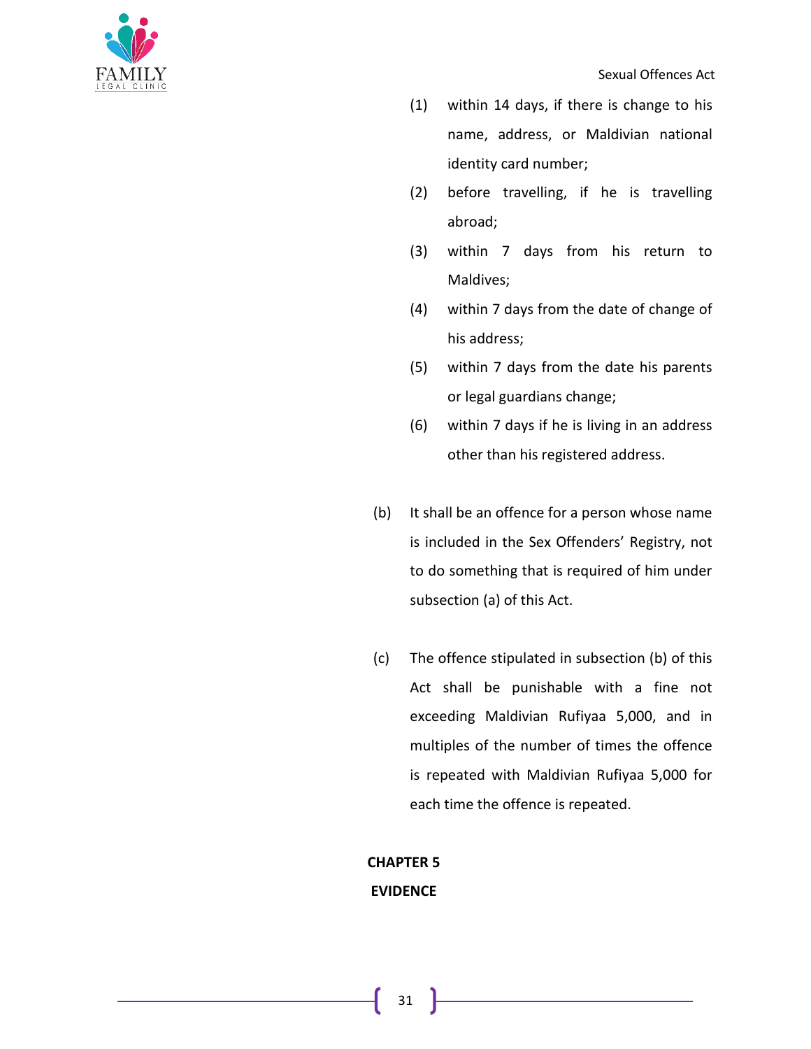(1) within 14 days, if there is change to his name, address, or Maldivian national identity card number;

(2) before travelling, if he is travelling abroad;

(3) within 7 days from his return to Maldives;

(4) within 7 days from the date of change of his address;

(5) within 7 days from the date his parents or legal guardians change;

(6) within 7 days if he is living in an address other than his registered address.

(b) It shall be an offence for a person whose name is included in the Sex Offenders' Registry, not to do something that is required of him under subsection (a) of this Act.

(c) The offence stipulated in subsection (b) of this Act shall be punishable with a fine not exceeding Maldivian Rufiyaa 5,000, and in multiples of the number of times the offence is repeated with Maldivian Rufiyaa 5,000 for each time the offence is repeated.

## CHAPTER 5
## EVIDENCE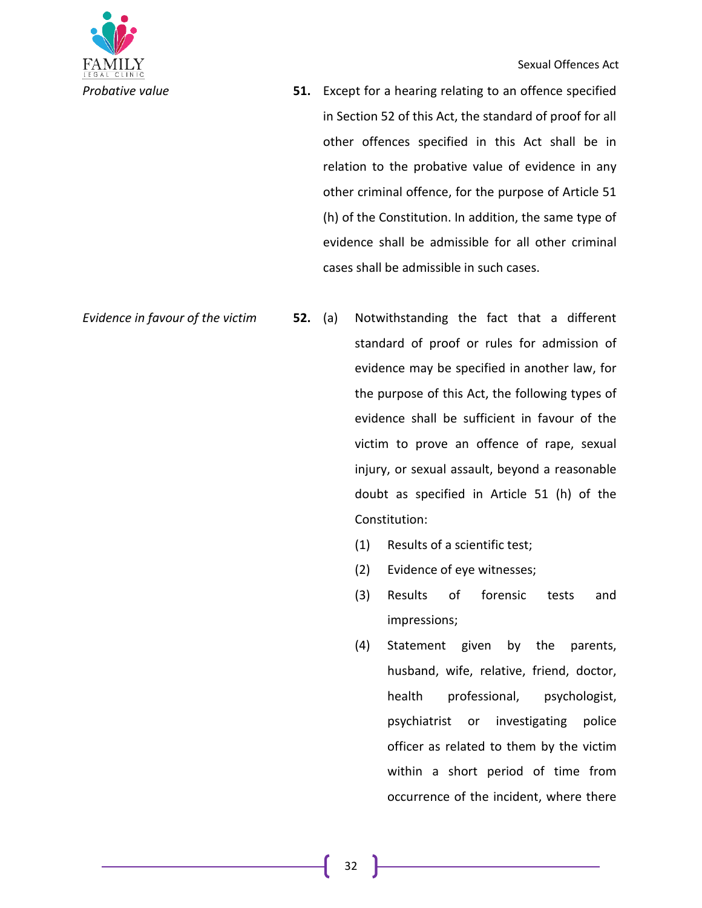*Probative value*

**51.** Except for a hearing relating to an offence specified in Section 52 of this Act, the standard of proof for all other offences specified in this Act shall be in relation to the probative value of evidence in any other criminal offence, for the purpose of Article 51 (h) of the Constitution. In addition, the same type of evidence shall be admissible for all other criminal cases shall be admissible in such cases.

*Evidence in favour of the victim*

**52.** (a) Notwithstanding the fact that a different standard of proof or rules for admission of evidence may be specified in another law, for the purpose of this Act, the following types of evidence shall be sufficient in favour of the victim to prove an offence of rape, sexual injury, or sexual assault, beyond a reasonable doubt as specified in Article 51 (h) of the Constitution:

(1) Results of a scientific test;

(2) Evidence of eye witnesses;

(3) Results of forensic tests and impressions;

(4) Statement given by the parents, husband, wife, relative, friend, doctor, health professional, psychologist, psychiatrist or investigating police officer as related to them by the victim within a short period of time from occurrence of the incident, where there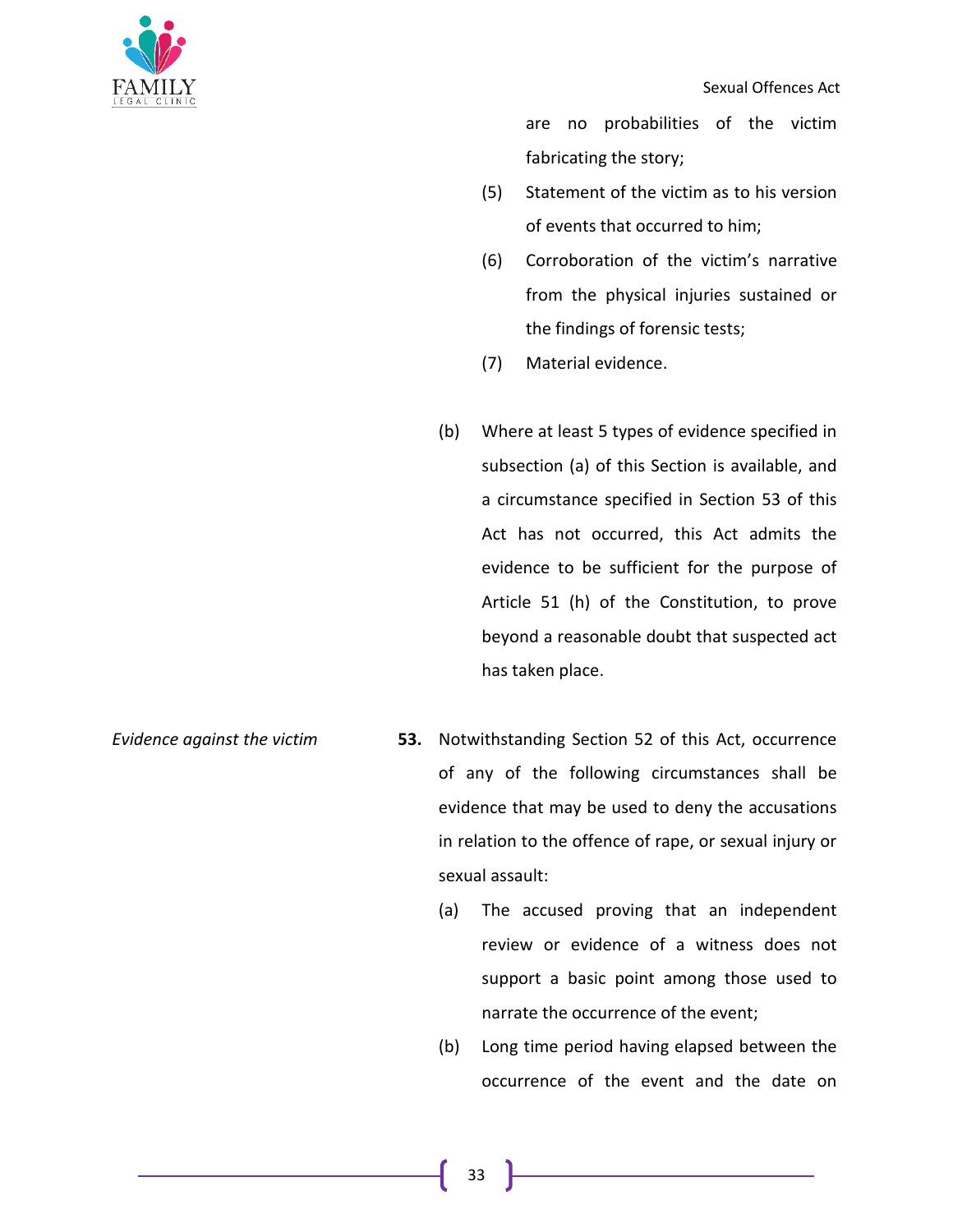are no probabilities of the victim fabricating the story;

(5) Statement of the victim as to his version of events that occurred to him;

(6) Corroboration of the victim's narrative from the physical injuries sustained or the findings of forensic tests;

(7) Material evidence.

(b) Where at least 5 types of evidence specified in subsection (a) of this Section is available, and a circumstance specified in Section 53 of this Act has not occurred, this Act admits the evidence to be sufficient for the purpose of Article 51 (h) of the Constitution, to prove beyond a reasonable doubt that suspected act has taken place.

*Evidence against the victim*

**53.** Notwithstanding Section 52 of this Act, occurrence of any of the following circumstances shall be evidence that may be used to deny the accusations in relation to the offence of rape, or sexual injury or sexual assault:

(a) The accused proving that an independent review or evidence of a witness does not support a basic point among those used to narrate the occurrence of the event;

(b) Long time period having elapsed between the occurrence of the event and the date on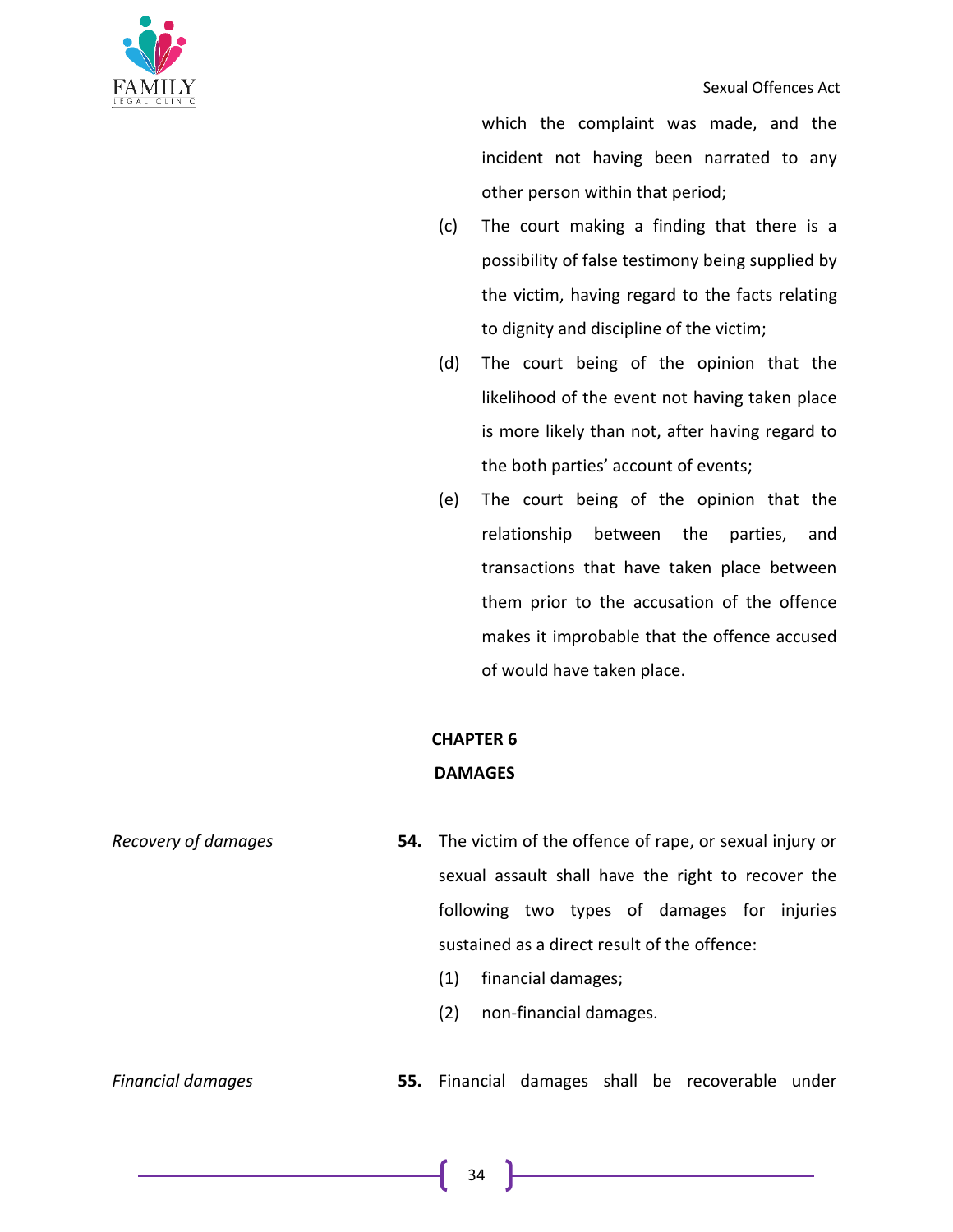which the complaint was made, and the incident not having been narrated to any other person within that period;

(c) The court making a finding that there is a possibility of false testimony being supplied by the victim, having regard to the facts relating to dignity and discipline of the victim;

(d) The court being of the opinion that the likelihood of the event not having taken place is more likely than not, after having regard to the both parties' account of events;

(e) The court being of the opinion that the relationship between the parties, and transactions that have taken place between them prior to the accusation of the offence makes it improbable that the offence accused of would have taken place.

## CHAPTER 6

## DAMAGES

*Recovery of damages*

**54.** The victim of the offence of rape, or sexual injury or sexual assault shall have the right to recover the following two types of damages for injuries sustained as a direct result of the offence:

(1) financial damages;

(2) non-financial damages.

*Financial damages*

**55.** Financial damages shall be recoverable under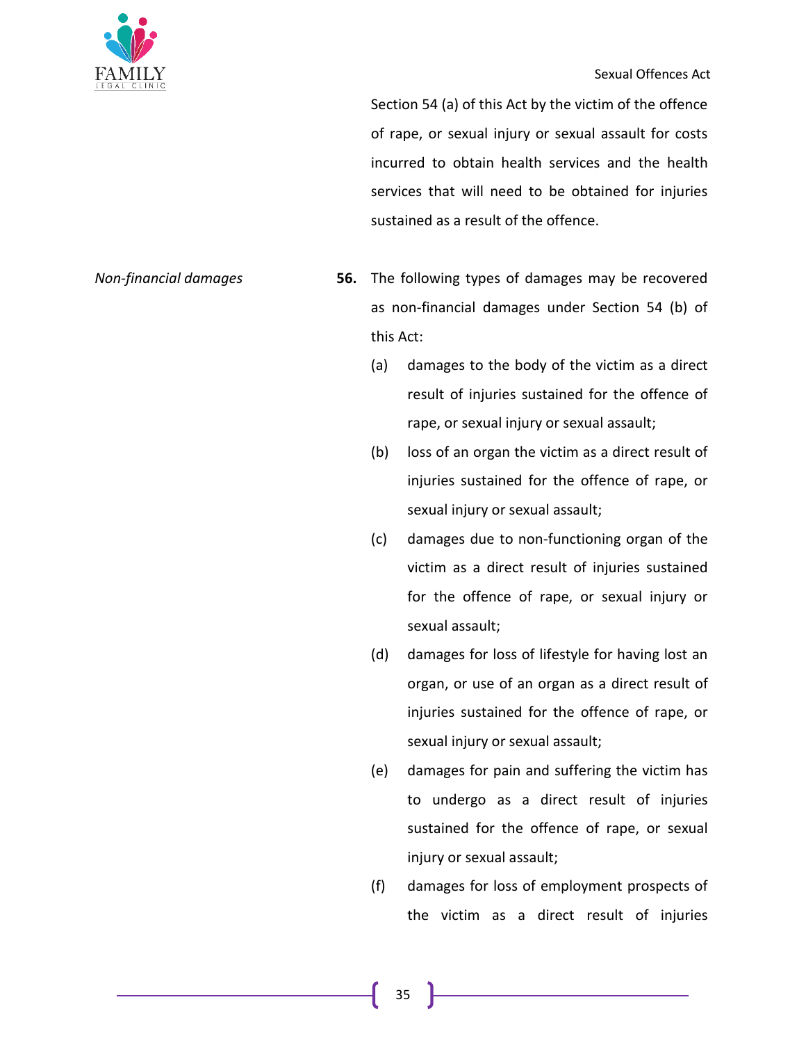Section 54 (a) of this Act by the victim of the offence of rape, or sexual injury or sexual assault for costs incurred to obtain health services and the health services that will need to be obtained for injuries sustained as a result of the offence.

*Non-financial damages*

**56.** The following types of damages may be recovered as non-financial damages under Section 54 (b) of this Act:

(a) damages to the body of the victim as a direct result of injuries sustained for the offence of rape, or sexual injury or sexual assault;

(b) loss of an organ the victim as a direct result of injuries sustained for the offence of rape, or sexual injury or sexual assault;

(c) damages due to non-functioning organ of the victim as a direct result of injuries sustained for the offence of rape, or sexual injury or sexual assault;

(d) damages for loss of lifestyle for having lost an organ, or use of an organ as a direct result of injuries sustained for the offence of rape, or sexual injury or sexual assault;

(e) damages for pain and suffering the victim has to undergo as a direct result of injuries sustained for the offence of rape, or sexual injury or sexual assault;

(f) damages for loss of employment prospects of the victim as a direct result of injuries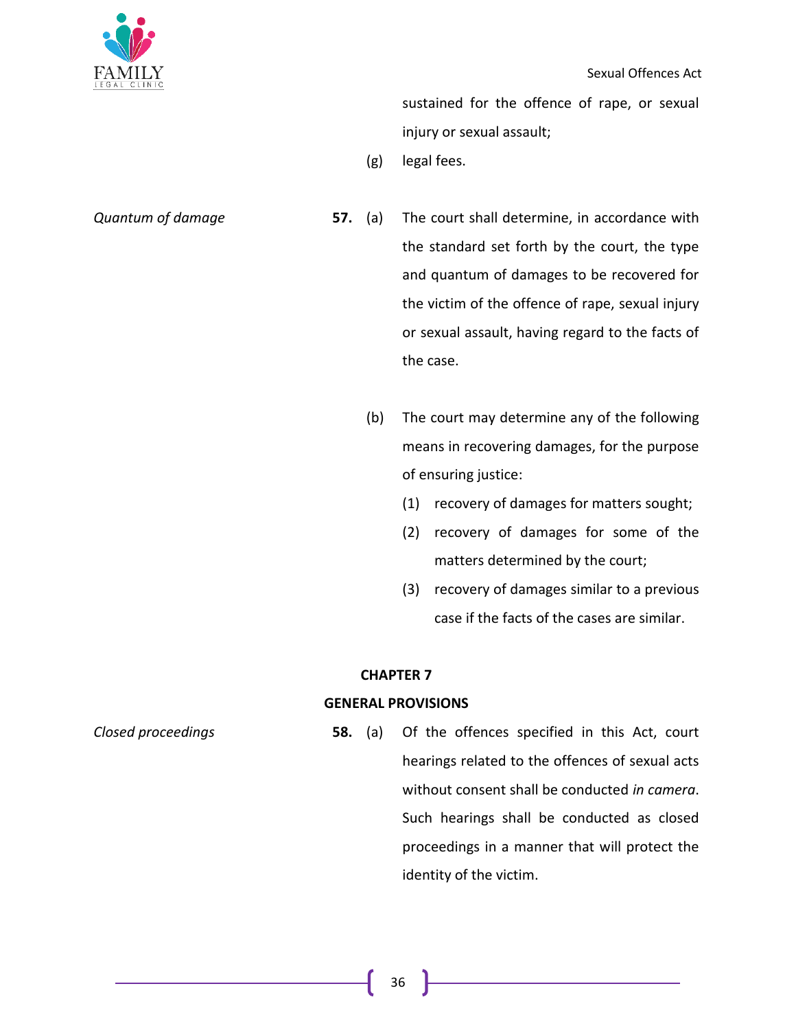sustained for the offence of rape, or sexual injury or sexual assault;

(g) legal fees.

*Quantum of damage*

**57.** (a) The court shall determine, in accordance with the standard set forth by the court, the type and quantum of damages to be recovered for the victim of the offence of rape, sexual injury or sexual assault, having regard to the facts of the case.

(b) The court may determine any of the following means in recovering damages, for the purpose of ensuring justice:

(1) recovery of damages for matters sought;

(2) recovery of damages for some of the matters determined by the court;

(3) recovery of damages similar to a previous case if the facts of the cases are similar.

## CHAPTER 7

## GENERAL PROVISIONS

*Closed proceedings*

**58.** (a) Of the offences specified in this Act, court hearings related to the offences of sexual acts without consent shall be conducted *in camera*. Such hearings shall be conducted as closed proceedings in a manner that will protect the identity of the victim.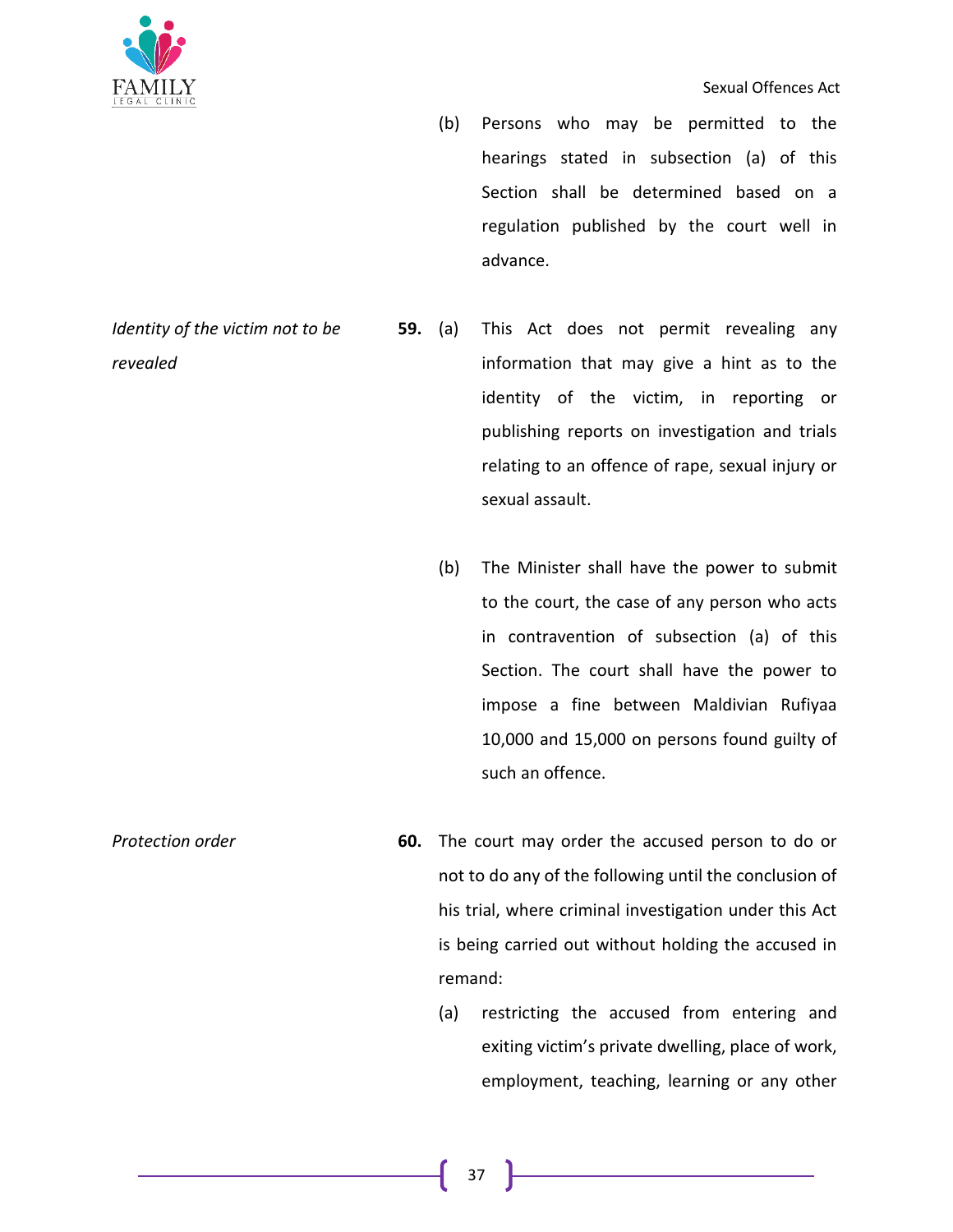(b) Persons who may be permitted to the hearings stated in subsection (a) of this Section shall be determined based on a regulation published by the court well in advance.

*Identity of the victim not to be revealed*

**59.** (a) This Act does not permit revealing any information that may give a hint as to the identity of the victim, in reporting or publishing reports on investigation and trials relating to an offence of rape, sexual injury or sexual assault.

(b) The Minister shall have the power to submit to the court, the case of any person who acts in contravention of subsection (a) of this Section. The court shall have the power to impose a fine between Maldivian Rufiyaa 10,000 and 15,000 on persons found guilty of such an offence.

*Protection order*

**60.** The court may order the accused person to do or not to do any of the following until the conclusion of his trial, where criminal investigation under this Act is being carried out without holding the accused in remand:

(a) restricting the accused from entering and exiting victim's private dwelling, place of work, employment, teaching, learning or any other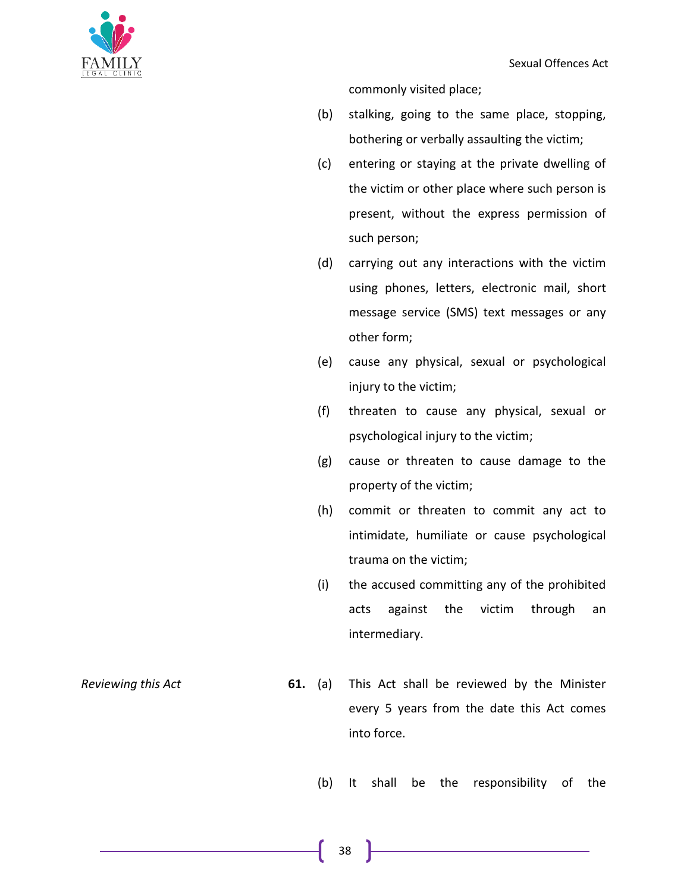commonly visited place;

(b) stalking, going to the same place, stopping, bothering or verbally assaulting the victim;

(c) entering or staying at the private dwelling of the victim or other place where such person is present, without the express permission of such person;

(d) carrying out any interactions with the victim using phones, letters, electronic mail, short message service (SMS) text messages or any other form;

(e) cause any physical, sexual or psychological injury to the victim;

(f) threaten to cause any physical, sexual or psychological injury to the victim;

(g) cause or threaten to cause damage to the property of the victim;

(h) commit or threaten to commit any act to intimidate, humiliate or cause psychological trauma on the victim;

(i) the accused committing any of the prohibited acts against the victim through an intermediary.

*Reviewing this Act*

**61.** (a) This Act shall be reviewed by the Minister every 5 years from the date this Act comes into force.

(b) It shall be the responsibility of the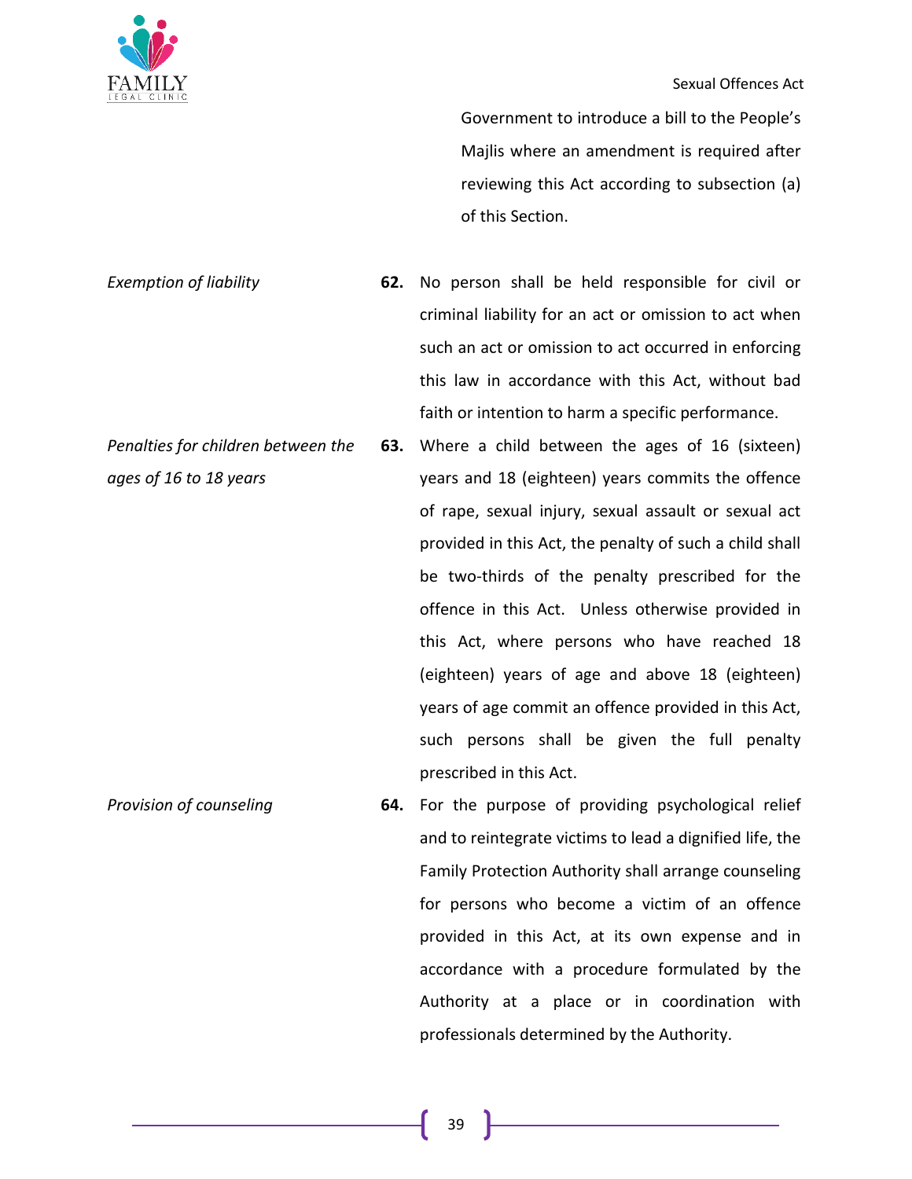Government to introduce a bill to the People's Majlis where an amendment is required after reviewing this Act according to subsection (a) of this Section.

*Exemption of liability*

**62.** No person shall be held responsible for civil or criminal liability for an act or omission to act when such an act or omission to act occurred in enforcing this law in accordance with this Act, without bad faith or intention to harm a specific performance.

*Penalties for children between the ages of 16 to 18 years*

**63.** Where a child between the ages of 16 (sixteen) years and 18 (eighteen) years commits the offence of rape, sexual injury, sexual assault or sexual act provided in this Act, the penalty of such a child shall be two-thirds of the penalty prescribed for the offence in this Act. Unless otherwise provided in this Act, where persons who have reached 18 (eighteen) years of age and above 18 (eighteen) years of age commit an offence provided in this Act, such persons shall be given the full penalty prescribed in this Act.

*Provision of counseling*

**64.** For the purpose of providing psychological relief and to reintegrate victims to lead a dignified life, the Family Protection Authority shall arrange counseling for persons who become a victim of an offence provided in this Act, at its own expense and in accordance with a procedure formulated by the Authority at a place or in coordination with professionals determined by the Authority.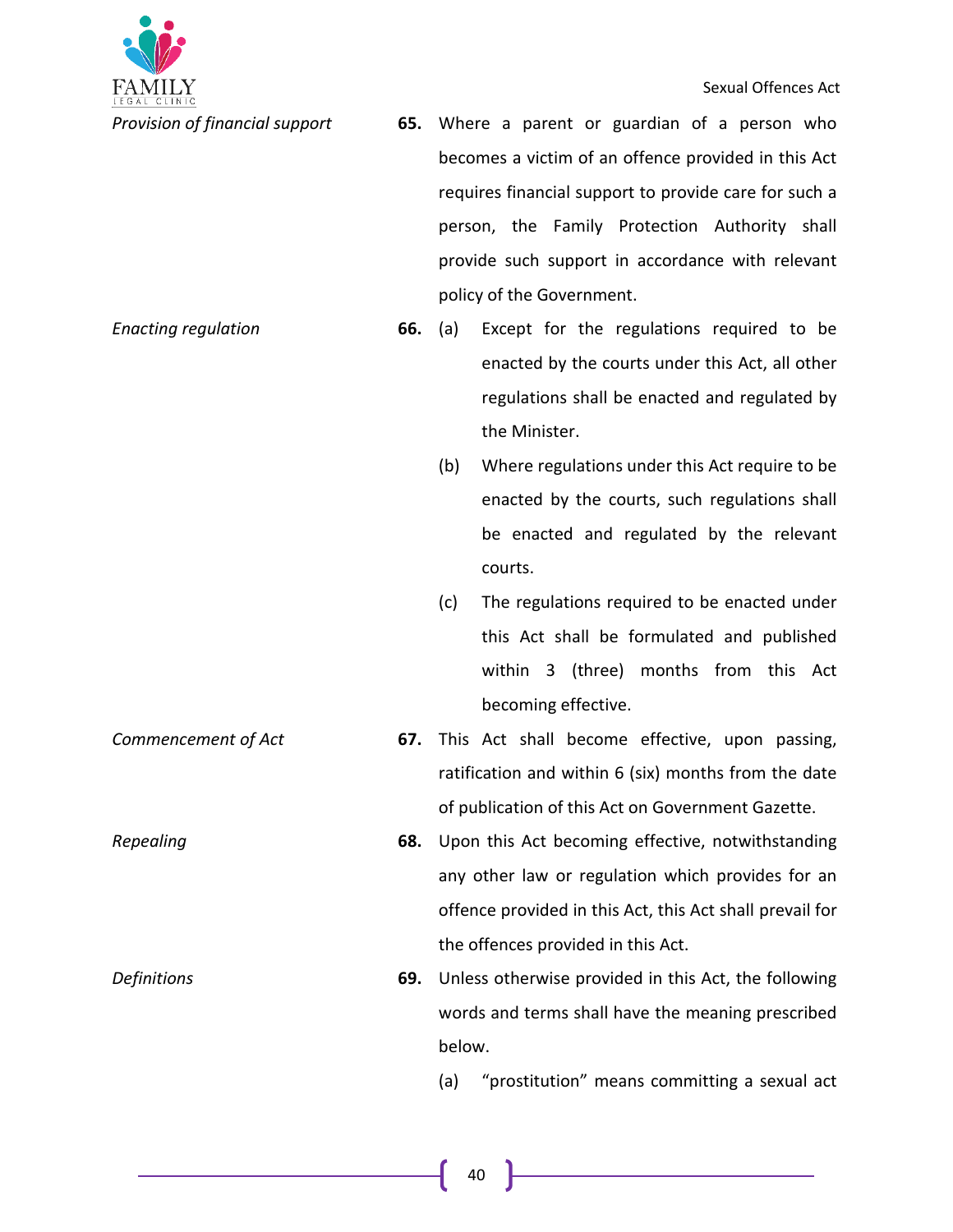*Provision of financial support*

**65.** Where a parent or guardian of a person who becomes a victim of an offence provided in this Act requires financial support to provide care for such a person, the Family Protection Authority shall provide such support in accordance with relevant policy of the Government.

*Enacting regulation*

**66.** (a) Except for the regulations required to be enacted by the courts under this Act, all other regulations shall be enacted and regulated by the Minister.

(b) Where regulations under this Act require to be enacted by the courts, such regulations shall be enacted and regulated by the relevant courts.

(c) The regulations required to be enacted under this Act shall be formulated and published within 3 (three) months from this Act becoming effective.

*Commencement of Act*

**67.** This Act shall become effective, upon passing, ratification and within 6 (six) months from the date of publication of this Act on Government Gazette.

*Repealing*

**68.** Upon this Act becoming effective, notwithstanding any other law or regulation which provides for an offence provided in this Act, this Act shall prevail for the offences provided in this Act.

*Definitions*

**69.** Unless otherwise provided in this Act, the following words and terms shall have the meaning prescribed below.

(a) "prostitution" means committing a sexual act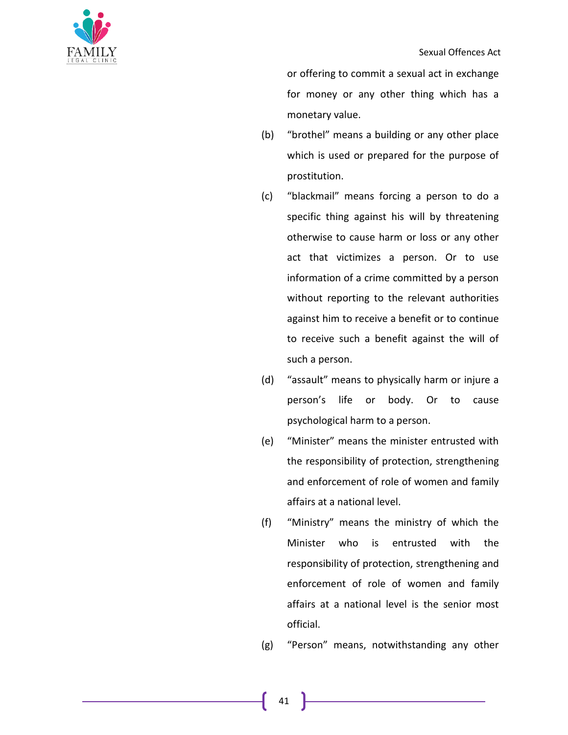or offering to commit a sexual act in exchange for money or any other thing which has a monetary value.

(b) "brothel" means a building or any other place which is used or prepared for the purpose of prostitution.

(c) "blackmail" means forcing a person to do a specific thing against his will by threatening otherwise to cause harm or loss or any other act that victimizes a person. Or to use information of a crime committed by a person without reporting to the relevant authorities against him to receive a benefit or to continue to receive such a benefit against the will of such a person.

(d) "assault" means to physically harm or injure a person's life or body. Or to cause psychological harm to a person.

(e) "Minister" means the minister entrusted with the responsibility of protection, strengthening and enforcement of role of women and family affairs at a national level.

(f) "Ministry" means the ministry of which the Minister who is entrusted with the responsibility of protection, strengthening and enforcement of role of women and family affairs at a national level is the senior most official.

(g) "Person" means, notwithstanding any other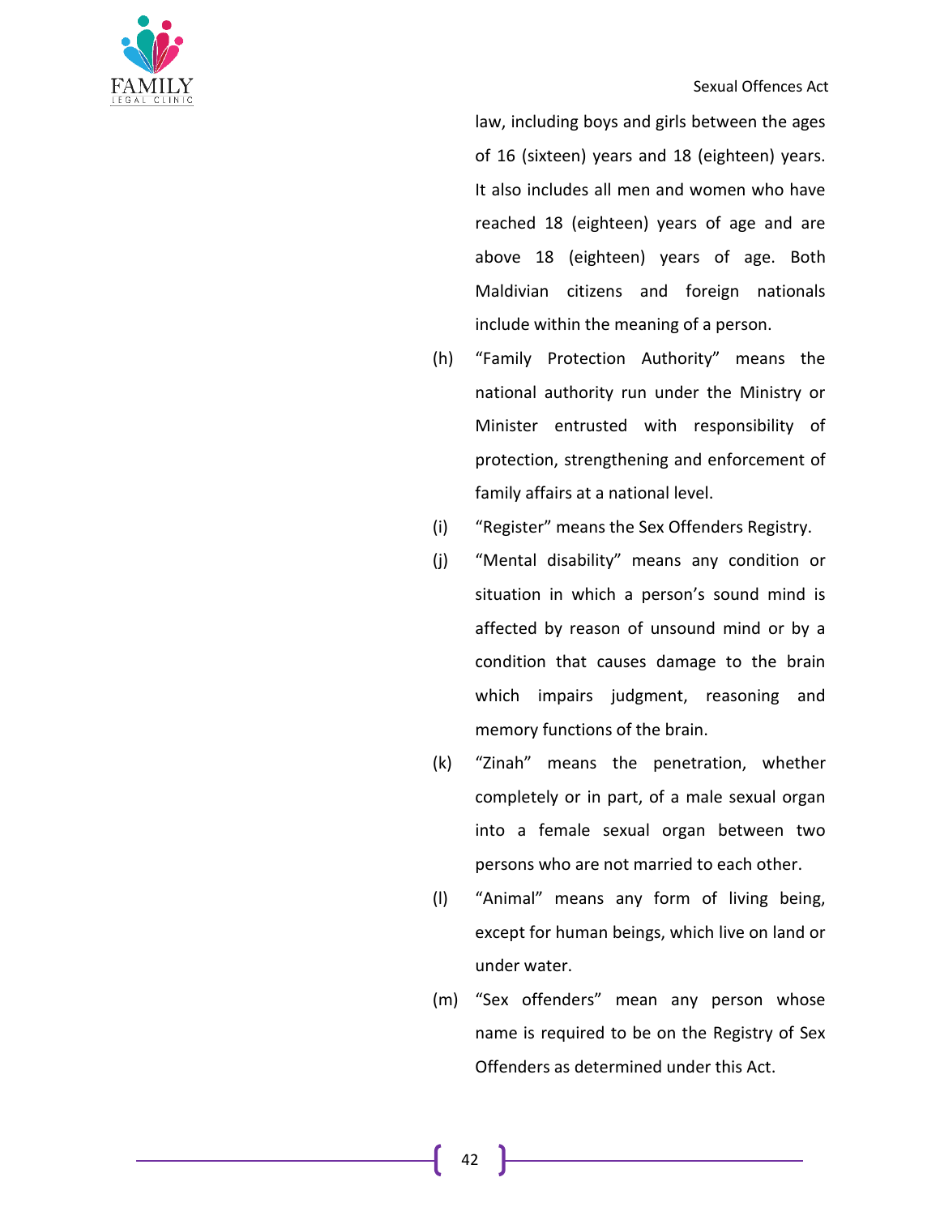law, including boys and girls between the ages of 16 (sixteen) years and 18 (eighteen) years. It also includes all men and women who have reached 18 (eighteen) years of age and are above 18 (eighteen) years of age. Both Maldivian citizens and foreign nationals include within the meaning of a person.

(h) "Family Protection Authority" means the national authority run under the Ministry or Minister entrusted with responsibility of protection, strengthening and enforcement of family affairs at a national level.

(i) "Register" means the Sex Offenders Registry.

(j) "Mental disability" means any condition or situation in which a person's sound mind is affected by reason of unsound mind or by a condition that causes damage to the brain which impairs judgment, reasoning and memory functions of the brain.

(k) "Zinah" means the penetration, whether completely or in part, of a male sexual organ into a female sexual organ between two persons who are not married to each other.

(l) "Animal" means any form of living being, except for human beings, which live on land or under water.

(m) "Sex offenders" mean any person whose name is required to be on the Registry of Sex Offenders as determined under this Act.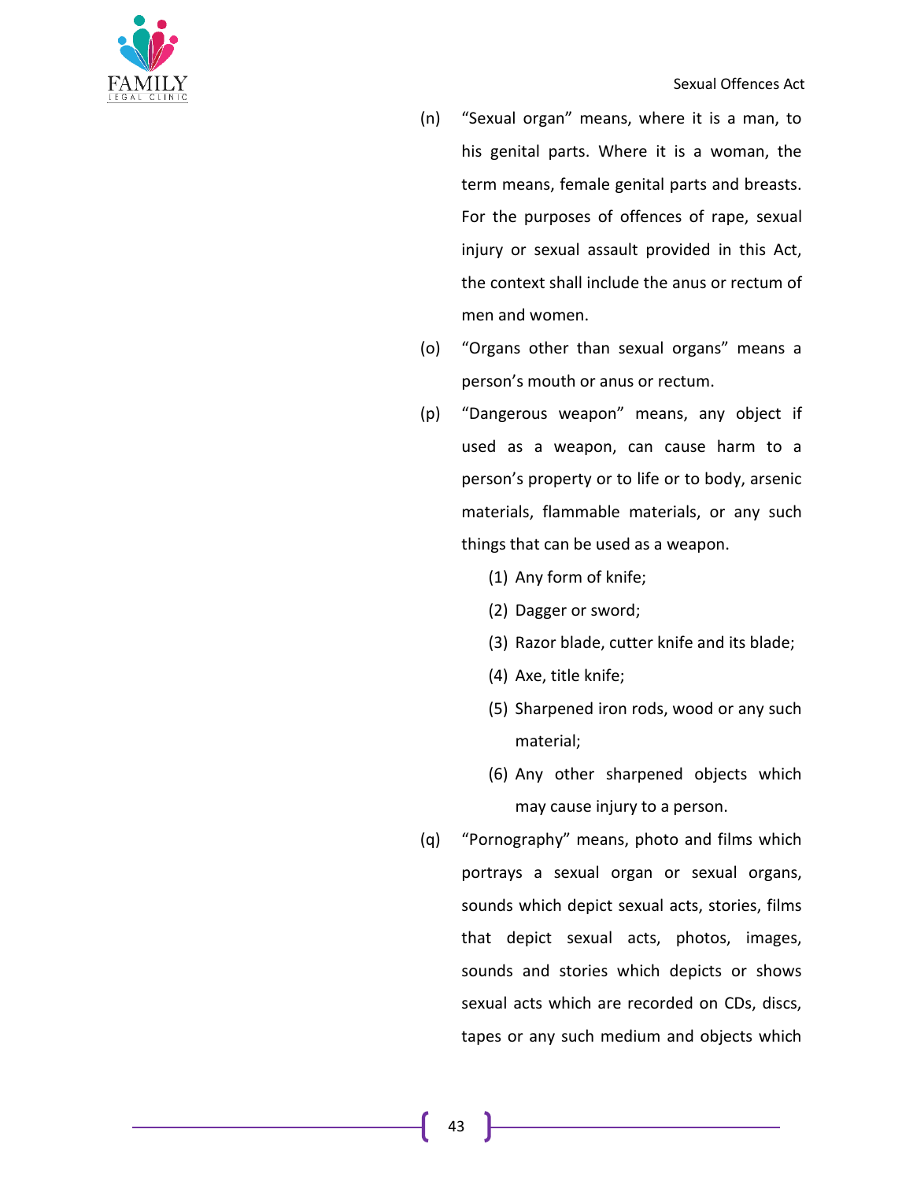(n) "Sexual organ" means, where it is a man, to his genital parts. Where it is a woman, the term means, female genital parts and breasts. For the purposes of offences of rape, sexual injury or sexual assault provided in this Act, the context shall include the anus or rectum of men and women.

(o) "Organs other than sexual organs" means a person's mouth or anus or rectum.

(p) "Dangerous weapon" means, any object if used as a weapon, can cause harm to a person's property or to life or to body, arsenic materials, flammable materials, or any such things that can be used as a weapon.

  (1) Any form of knife;
  (2) Dagger or sword;
  (3) Razor blade, cutter knife and its blade;
  (4) Axe, title knife;
  (5) Sharpened iron rods, wood or any such material;
  (6) Any other sharpened objects which may cause injury to a person.

(q) "Pornography" means, photo and films which portrays a sexual organ or sexual organs, sounds which depict sexual acts, stories, films that depict sexual acts, photos, images, sounds and stories which depicts or shows sexual acts which are recorded on CDs, discs, tapes or any such medium and objects which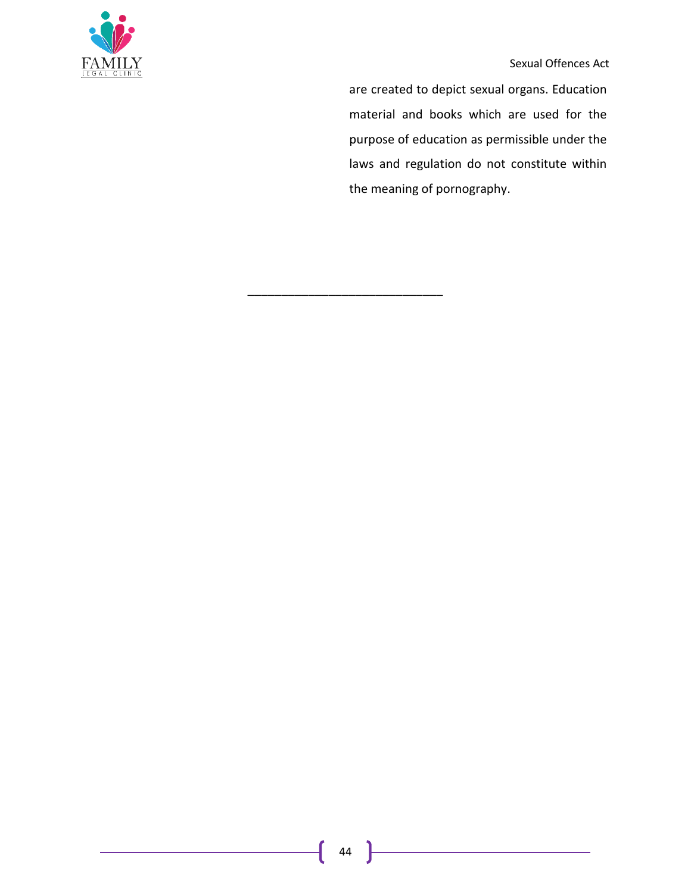are created to depict sexual organs. Education material and books which are used for the purpose of education as permissible under the laws and regulation do not constitute within the meaning of pornography.

---